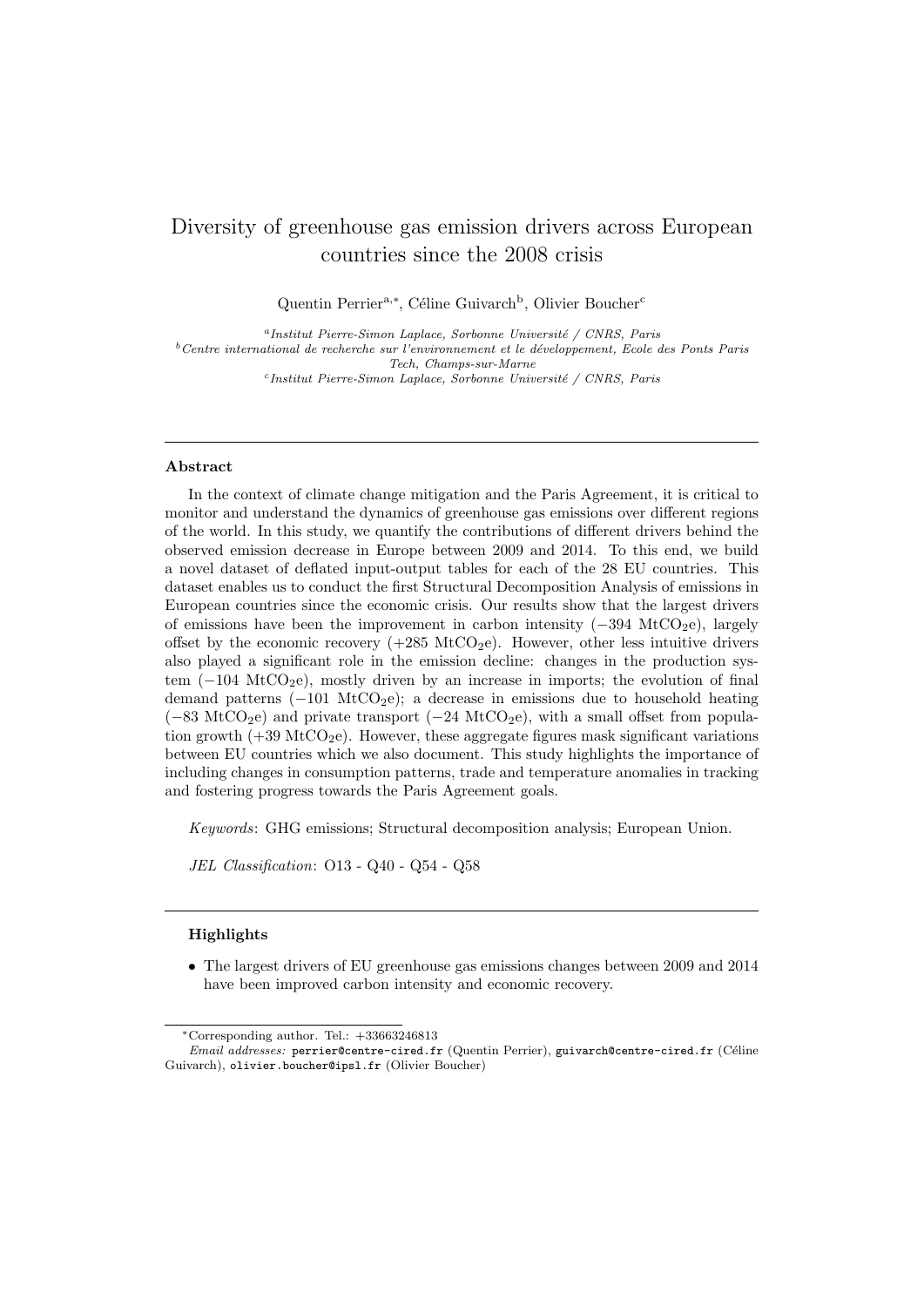# Diversity of greenhouse gas emission drivers across European countries since the 2008 crisis

Quentin Perrier[a,*], Céline Guivarch[b], Olivier Boucher[c]

[a] *Institut Pierre-Simon Laplace, Sorbonne Université / CNRS, Paris*
[b] *Centre international de recherche sur l'environnement et le développement, Ecole des Ponts Paris Tech, Champs-sur-Marne*
[c] *Institut Pierre-Simon Laplace, Sorbonne Université / CNRS, Paris*

---

### Abstract

In the context of climate change mitigation and the Paris Agreement, it is critical to monitor and understand the dynamics of greenhouse gas emissions over different regions of the world. In this study, we quantify the contributions of different drivers behind the observed emission decrease in Europe between 2009 and 2014. To this end, we build a novel dataset of deflated input-output tables for each of the 28 EU countries. This dataset enables us to conduct the first Structural Decomposition Analysis of emissions in European countries since the economic crisis. Our results show that the largest drivers of emissions have been the improvement in carbon intensity ($-394$ $MtCO_2e$), largely offset by the economic recovery ($+285$ $MtCO_2e$). However, other less intuitive drivers also played a significant role in the emission decline: changes in the production system ($-104$ $MtCO_2e$), mostly driven by an increase in imports; the evolution of final demand patterns ($-101$ $MtCO_2e$); a decrease in emissions due to household heating ($-83$ $MtCO_2e$) and private transport ($-24$ $MtCO_2e$), with a small offset from population growth ($+39$ $MtCO_2e$). However, these aggregate figures mask significant variations between EU countries which we also document. This study highlights the importance of including changes in consumption patterns, trade and temperature anomalies in tracking and fostering progress towards the Paris Agreement goals.

*Keywords*: GHG emissions; Structural decomposition analysis; European Union.

*JEL Classification*: O13 - Q40 - Q54 - Q58

---

### Highlights

- The largest drivers of EU greenhouse gas emissions changes between 2009 and 2014 have been improved carbon intensity and economic recovery.

---

*Corresponding author. Tel.: +33663246813

*Email addresses:* perrier@centre-cired.fr (Quentin Perrier), guivarch@centre-cired.fr (Céline Guivarch), olivier.boucher@ipsl.fr (Olivier Boucher)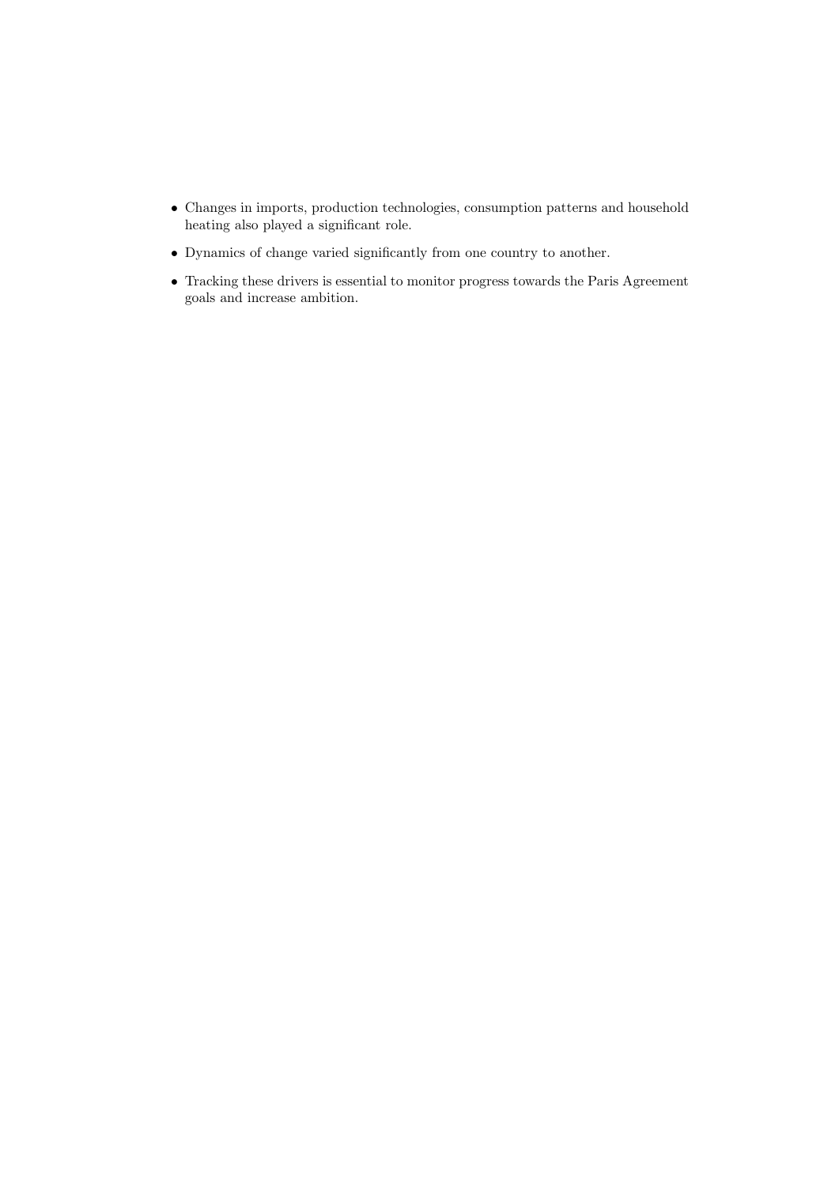- Changes in imports, production technologies, consumption patterns and household heating also played a significant role.
- Dynamics of change varied significantly from one country to another.
- Tracking these drivers is essential to monitor progress towards the Paris Agreement goals and increase ambition.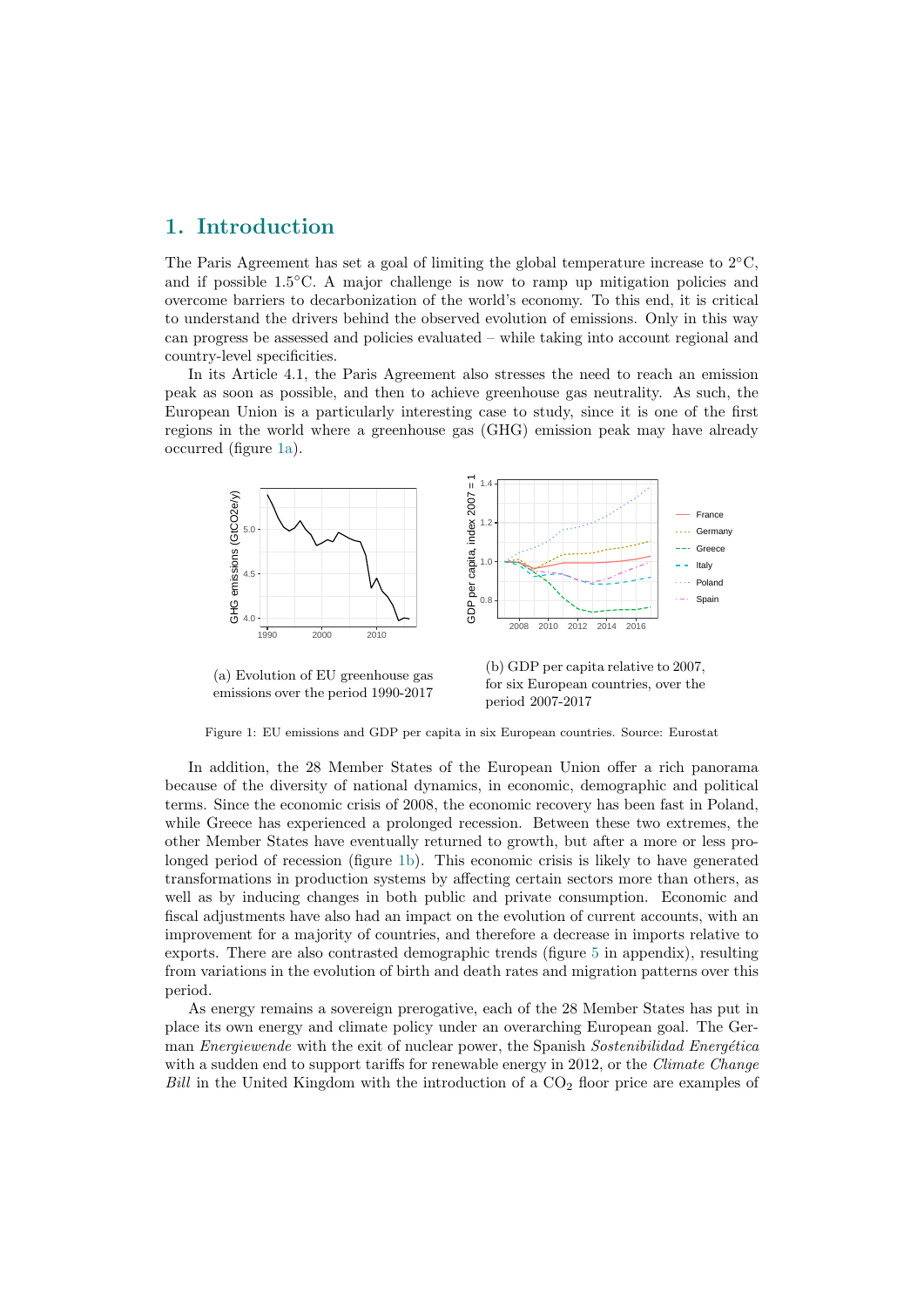# 1. Introduction

The Paris Agreement has set a goal of limiting the global temperature increase to 2°C, and if possible 1.5°C. A major challenge is now to ramp up mitigation policies and overcome barriers to decarbonization of the world's economy. To this end, it is critical to understand the drivers behind the observed evolution of emissions. Only in this way can progress be assessed and policies evaluated – while taking into account regional and country-level specificities.

In its Article 4.1, the Paris Agreement also stresses the need to reach an emission peak as soon as possible, and then to achieve greenhouse gas neutrality. As such, the European Union is a particularly interesting case to study, since it is one of the first regions in the world where a greenhouse gas (GHG) emission peak may have already occurred (figure 1a).

(a) Evolution of EU greenhouse gas emissions over the period 1990-2017

(b) GDP per capita relative to 2007, for six European countries, over the period 2007-2017

Figure 1: EU emissions and GDP per capita in six European countries. Source: Eurostat

In addition, the 28 Member States of the European Union offer a rich panorama because of the diversity of national dynamics, in economic, demographic and political terms. Since the economic crisis of 2008, the economic recovery has been fast in Poland, while Greece has experienced a prolonged recession. Between these two extremes, the other Member States have eventually returned to growth, but after a more or less prolonged period of recession (figure 1b). This economic crisis is likely to have generated transformations in production systems by affecting certain sectors more than others, as well as by inducing changes in both public and private consumption. Economic and fiscal adjustments have also had an impact on the evolution of current accounts, with an improvement for a majority of countries, and therefore a decrease in imports relative to exports. There are also contrasted demographic trends (figure 5 in appendix), resulting from variations in the evolution of birth and death rates and migration patterns over this period.

As energy remains a sovereign prerogative, each of the 28 Member States has put in place its own energy and climate policy under an overarching European goal. The German *Energiewende* with the exit of nuclear power, the Spanish *Sostenibilidad Energética* with a sudden end to support tariffs for renewable energy in 2012, or the *Climate Change Bill* in the United Kingdom with the introduction of a $CO_2$ floor price are examples of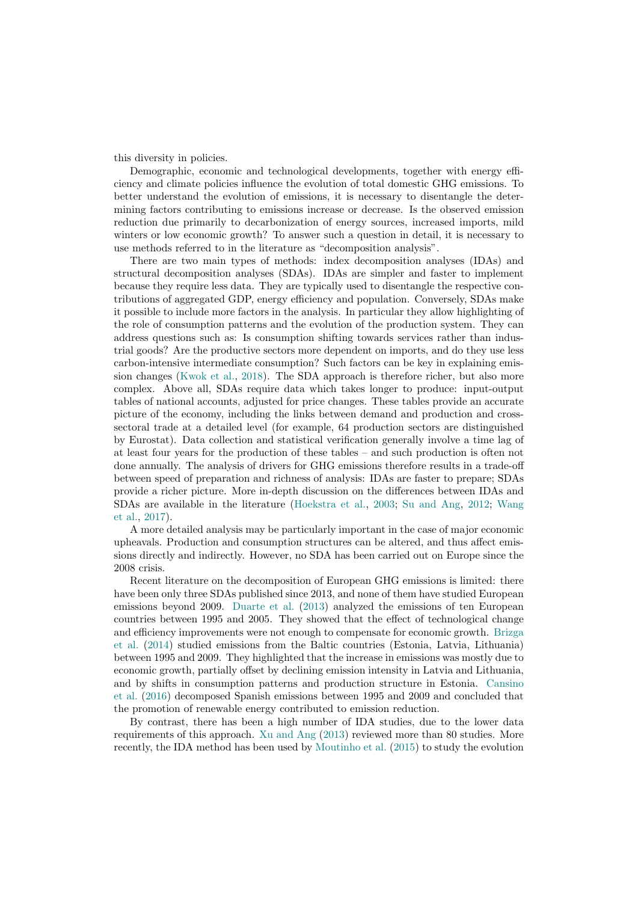this diversity in policies.

Demographic, economic and technological developments, together with energy efficiency and climate policies influence the evolution of total domestic GHG emissions. To better understand the evolution of emissions, it is necessary to disentangle the determining factors contributing to emissions increase or decrease. Is the observed emission reduction due primarily to decarbonization of energy sources, increased imports, mild winters or low economic growth? To answer such a question in detail, it is necessary to use methods referred to in the literature as "decomposition analysis".

There are two main types of methods: index decomposition analyses (IDAs) and structural decomposition analyses (SDAs). IDAs are simpler and faster to implement because they require less data. They are typically used to disentangle the respective contributions of aggregated GDP, energy efficiency and population. Conversely, SDAs make it possible to include more factors in the analysis. In particular they allow highlighting of the role of consumption patterns and the evolution of the production system. They can address questions such as: Is consumption shifting towards services rather than industrial goods? Are the productive sectors more dependent on imports, and do they use less carbon-intensive intermediate consumption? Such factors can be key in explaining emission changes (Kwok et al., 2018). The SDA approach is therefore richer, but also more complex. Above all, SDAs require data which takes longer to produce: input-output tables of national accounts, adjusted for price changes. These tables provide an accurate picture of the economy, including the links between demand and production and cross-sectoral trade at a detailed level (for example, 64 production sectors are distinguished by Eurostat). Data collection and statistical verification generally involve a time lag of at least four years for the production of these tables – and such production is often not done annually. The analysis of drivers for GHG emissions therefore results in a trade-off between speed of preparation and richness of analysis: IDAs are faster to prepare; SDAs provide a richer picture. More in-depth discussion on the differences between IDAs and SDAs are available in the literature (Hoekstra et al., 2003; Su and Ang, 2012; Wang et al., 2017).

A more detailed analysis may be particularly important in the case of major economic upheavals. Production and consumption structures can be altered, and thus affect emissions directly and indirectly. However, no SDA has been carried out on Europe since the 2008 crisis.

Recent literature on the decomposition of European GHG emissions is limited: there have been only three SDAs published since 2013, and none of them have studied European emissions beyond 2009. Duarte et al. (2013) analyzed the emissions of ten European countries between 1995 and 2005. They showed that the effect of technological change and efficiency improvements were not enough to compensate for economic growth. Brizga et al. (2014) studied emissions from the Baltic countries (Estonia, Latvia, Lithuania) between 1995 and 2009. They highlighted that the increase in emissions was mostly due to economic growth, partially offset by declining emission intensity in Latvia and Lithuania, and by shifts in consumption patterns and production structure in Estonia. Cansino et al. (2016) decomposed Spanish emissions between 1995 and 2009 and concluded that the promotion of renewable energy contributed to emission reduction.

By contrast, there has been a high number of IDA studies, due to the lower data requirements of this approach. Xu and Ang (2013) reviewed more than 80 studies. More recently, the IDA method has been used by Moutinho et al. (2015) to study the evolution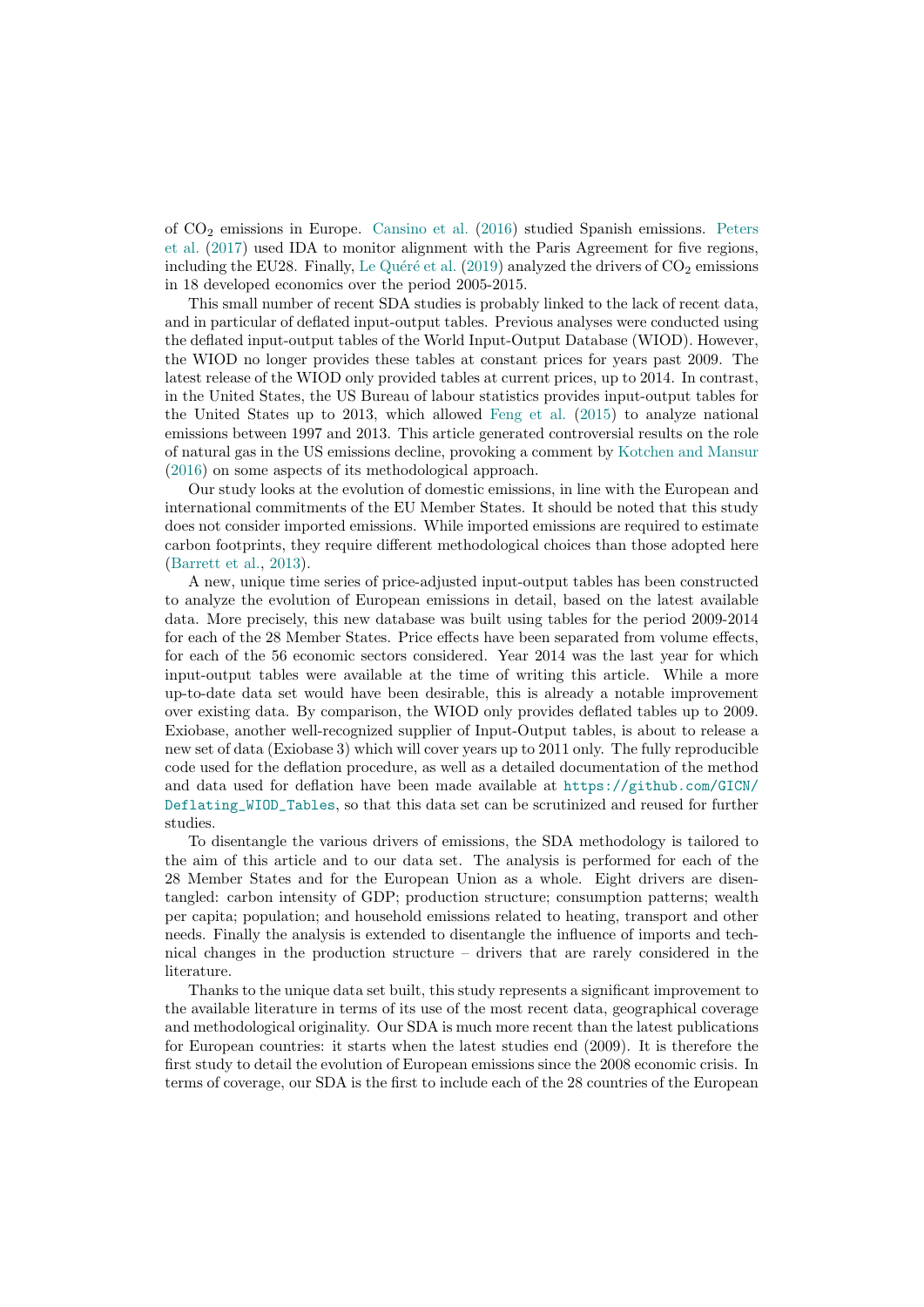of $CO_2$ emissions in Europe. Cansino et al. (2016) studied Spanish emissions. Peters et al. (2017) used IDA to monitor alignment with the Paris Agreement for five regions, including the EU28. Finally, Le Quéré et al. (2019) analyzed the drivers of $CO_2$ emissions in 18 developed economics over the period 2005-2015.

This small number of recent SDA studies is probably linked to the lack of recent data, and in particular of deflated input-output tables. Previous analyses were conducted using the deflated input-output tables of the World Input-Output Database (WIOD). However, the WIOD no longer provides these tables at constant prices for years past 2009. The latest release of the WIOD only provided tables at current prices, up to 2014. In contrast, in the United States, the US Bureau of labour statistics provides input-output tables for the United States up to 2013, which allowed Feng et al. (2015) to analyze national emissions between 1997 and 2013. This article generated controversial results on the role of natural gas in the US emissions decline, provoking a comment by Kotchen and Mansur (2016) on some aspects of its methodological approach.

Our study looks at the evolution of domestic emissions, in line with the European and international commitments of the EU Member States. It should be noted that this study does not consider imported emissions. While imported emissions are required to estimate carbon footprints, they require different methodological choices than those adopted here (Barrett et al., 2013).

A new, unique time series of price-adjusted input-output tables has been constructed to analyze the evolution of European emissions in detail, based on the latest available data. More precisely, this new database was built using tables for the period 2009-2014 for each of the 28 Member States. Price effects have been separated from volume effects, for each of the 56 economic sectors considered. Year 2014 was the last year for which input-output tables were available at the time of writing this article. While a more up-to-date data set would have been desirable, this is already a notable improvement over existing data. By comparison, the WIOD only provides deflated tables up to 2009. Exiobase, another well-recognized supplier of Input-Output tables, is about to release a new set of data (Exiobase 3) which will cover years up to 2011 only. The fully reproducible code used for the deflation procedure, as well as a detailed documentation of the method and data used for deflation have been made available at https://github.com/GICN/Deflating_WIOD_Tables, so that this data set can be scrutinized and reused for further studies.

To disentangle the various drivers of emissions, the SDA methodology is tailored to the aim of this article and to our data set. The analysis is performed for each of the 28 Member States and for the European Union as a whole. Eight drivers are disentangled: carbon intensity of GDP; production structure; consumption patterns; wealth per capita; population; and household emissions related to heating, transport and other needs. Finally the analysis is extended to disentangle the influence of imports and technical changes in the production structure – drivers that are rarely considered in the literature.

Thanks to the unique data set built, this study represents a significant improvement to the available literature in terms of its use of the most recent data, geographical coverage and methodological originality. Our SDA is much more recent than the latest publications for European countries: it starts when the latest studies end (2009). It is therefore the first study to detail the evolution of European emissions since the 2008 economic crisis. In terms of coverage, our SDA is the first to include each of the 28 countries of the European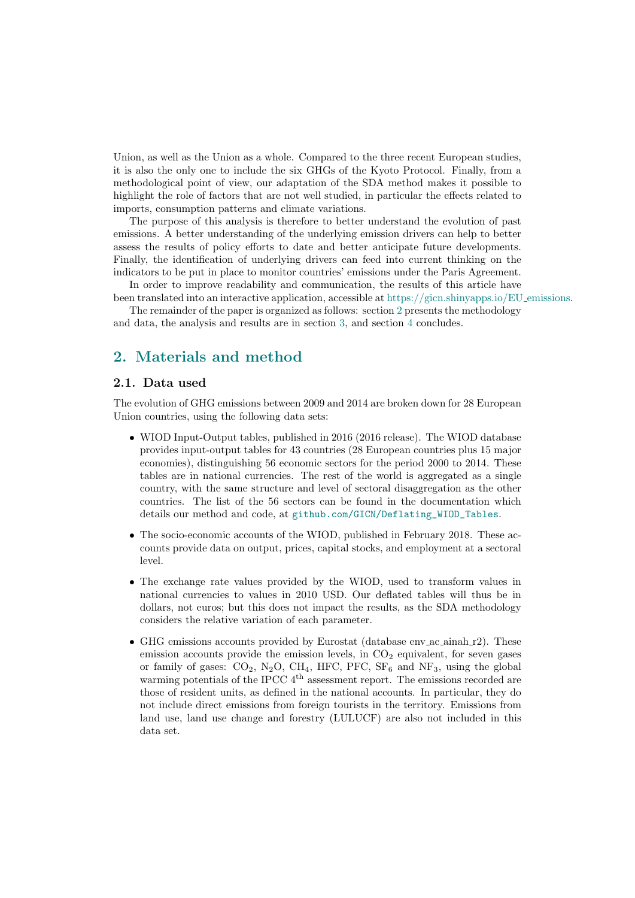Union, as well as the Union as a whole. Compared to the three recent European studies, it is also the only one to include the six GHGs of the Kyoto Protocol. Finally, from a methodological point of view, our adaptation of the SDA method makes it possible to highlight the role of factors that are not well studied, in particular the effects related to imports, consumption patterns and climate variations.

The purpose of this analysis is therefore to better understand the evolution of past emissions. A better understanding of the underlying emission drivers can help to better assess the results of policy efforts to date and better anticipate future developments. Finally, the identification of underlying drivers can feed into current thinking on the indicators to be put in place to monitor countries' emissions under the Paris Agreement.

In order to improve readability and communication, the results of this article have been translated into an interactive application, accessible at https://gicn.shinyapps.io/EU_emissions.

The remainder of the paper is organized as follows: section 2 presents the methodology and data, the analysis and results are in section 3, and section 4 concludes.

## 2. Materials and method

### 2.1. Data used

The evolution of GHG emissions between 2009 and 2014 are broken down for 28 European Union countries, using the following data sets:

- WIOD Input-Output tables, published in 2016 (2016 release). The WIOD database provides input-output tables for 43 countries (28 European countries plus 15 major economies), distinguishing 56 economic sectors for the period 2000 to 2014. These tables are in national currencies. The rest of the world is aggregated as a single country, with the same structure and level of sectoral disaggregation as the other countries. The list of the 56 sectors can be found in the documentation which details our method and code, at `github.com/GICN/Deflating_WIOD_Tables`.

- The socio-economic accounts of the WIOD, published in February 2018. These accounts provide data on output, prices, capital stocks, and employment at a sectoral level.

- The exchange rate values provided by the WIOD, used to transform values in national currencies to values in 2010 USD. Our deflated tables will thus be in dollars, not euros; but this does not impact the results, as the SDA methodology considers the relative variation of each parameter.

- GHG emissions accounts provided by Eurostat (database env_ac_ainah_r2). These emission accounts provide the emission levels, in $CO_2$ equivalent, for seven gases or family of gases: $CO_2$, $N_2O$, $CH_4$, HFC, PFC, $SF_6$ and $NF_3$, using the global warming potentials of the IPCC 4$^{th}$ assessment report. The emissions recorded are those of resident units, as defined in the national accounts. In particular, they do not include direct emissions from foreign tourists in the territory. Emissions from land use, land use change and forestry (LULUCF) are also not included in this data set.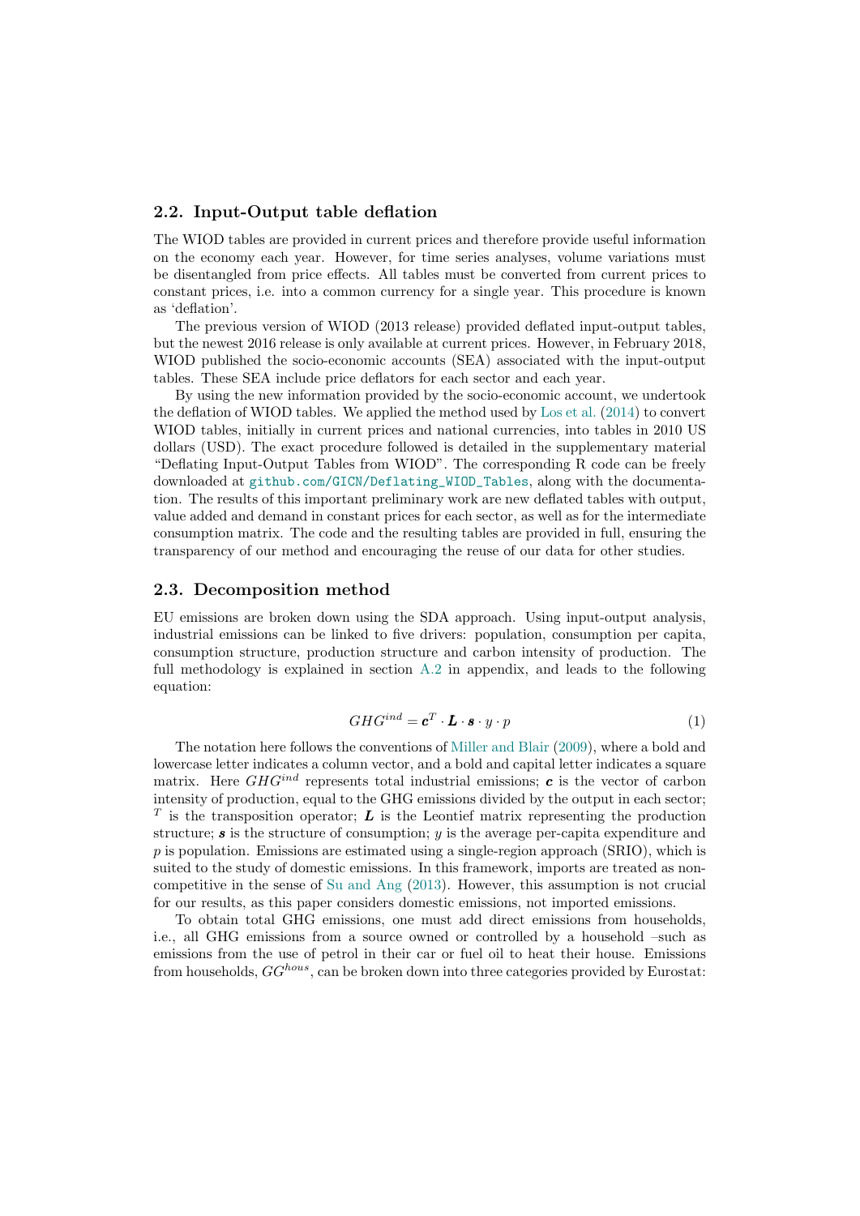## 2.2. Input-Output table deflation

The WIOD tables are provided in current prices and therefore provide useful information on the economy each year. However, for time series analyses, volume variations must be disentangled from price effects. All tables must be converted from current prices to constant prices, i.e. into a common currency for a single year. This procedure is known as 'deflation'.

The previous version of WIOD (2013 release) provided deflated input-output tables, but the newest 2016 release is only available at current prices. However, in February 2018, WIOD published the socio-economic accounts (SEA) associated with the input-output tables. These SEA include price deflators for each sector and each year.

By using the new information provided by the socio-economic account, we undertook the deflation of WIOD tables. We applied the method used by Los et al. (2014) to convert WIOD tables, initially in current prices and national currencies, into tables in 2010 US dollars (USD). The exact procedure followed is detailed in the supplementary material "Deflating Input-Output Tables from WIOD". The corresponding R code can be freely downloaded at `github.com/GICN/Deflating_WIOD_Tables`, along with the documentation. The results of this important preliminary work are new deflated tables with output, value added and demand in constant prices for each sector, as well as for the intermediate consumption matrix. The code and the resulting tables are provided in full, ensuring the transparency of our method and encouraging the reuse of our data for other studies.

## 2.3. Decomposition method

EU emissions are broken down using the SDA approach. Using input-output analysis, industrial emissions can be linked to five drivers: population, consumption per capita, consumption structure, production structure and carbon intensity of production. The full methodology is explained in section A.2 in appendix, and leads to the following equation:

$$GHG^{ind} = \boldsymbol{c}^T \cdot \boldsymbol{L} \cdot \boldsymbol{s} \cdot y \cdot p \tag{1}$$

The notation here follows the conventions of Miller and Blair (2009), where a bold and lowercase letter indicates a column vector, and a bold and capital letter indicates a square matrix. Here $GHG^{ind}$ represents total industrial emissions; $\boldsymbol{c}$ is the vector of carbon intensity of production, equal to the GHG emissions divided by the output in each sector; $^T$ is the transposition operator; $\boldsymbol{L}$ is the Leontief matrix representing the production structure; $\boldsymbol{s}$ is the structure of consumption; $y$ is the average per-capita expenditure and $p$ is population. Emissions are estimated using a single-region approach (SRIO), which is suited to the study of domestic emissions. In this framework, imports are treated as non-competitive in the sense of Su and Ang (2013). However, this assumption is not crucial for our results, as this paper considers domestic emissions, not imported emissions.

To obtain total GHG emissions, one must add direct emissions from households, i.e., all GHG emissions from a source owned or controlled by a household –such as emissions from the use of petrol in their car or fuel oil to heat their house. Emissions from households, $GG^{hous}$, can be broken down into three categories provided by Eurostat: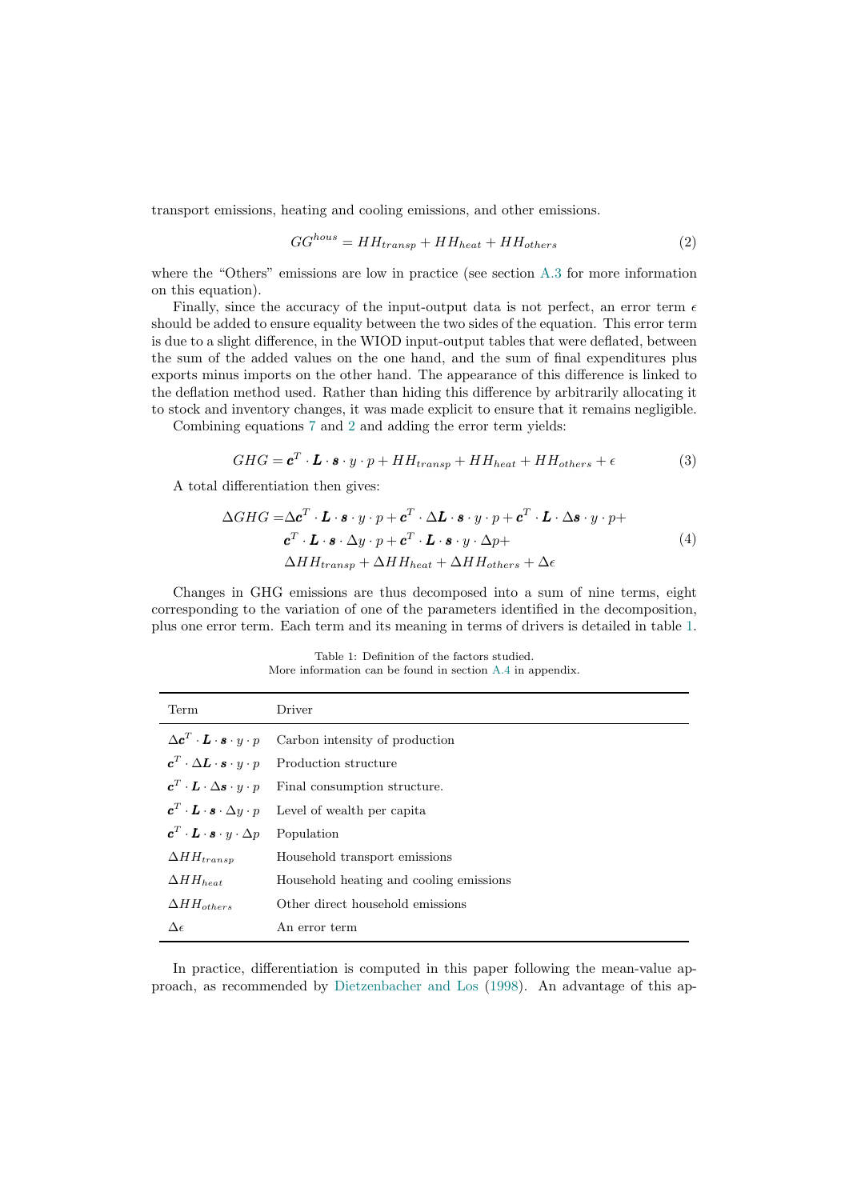transport emissions, heating and cooling emissions, and other emissions.

$$GG^{hous} = HH_{transp} + HH_{heat} + HH_{others} \tag{2}$$

where the "Others" emissions are low in practice (see section A.3 for more information on this equation).

Finally, since the accuracy of the input-output data is not perfect, an error term $\epsilon$ should be added to ensure equality between the two sides of the equation. This error term is due to a slight difference, in the WIOD input-output tables that were deflated, between the sum of the added values on the one hand, and the sum of final expenditures plus exports minus imports on the other hand. The appearance of this difference is linked to the deflation method used. Rather than hiding this difference by arbitrarily allocating it to stock and inventory changes, it was made explicit to ensure that it remains negligible.

Combining equations 7 and 2 and adding the error term yields:

$$GHG = \boldsymbol{c}^T \cdot \boldsymbol{L} \cdot \boldsymbol{s} \cdot y \cdot p + HH_{transp} + HH_{heat} + HH_{others} + \epsilon \tag{3}$$

A total differentiation then gives:

$$\begin{aligned} \Delta GHG =& \Delta \boldsymbol{c}^T \cdot \boldsymbol{L} \cdot \boldsymbol{s} \cdot y \cdot p + \boldsymbol{c}^T \cdot \Delta \boldsymbol{L} \cdot \boldsymbol{s} \cdot y \cdot p + \boldsymbol{c}^T \cdot \boldsymbol{L} \cdot \Delta \boldsymbol{s} \cdot y \cdot p + \\ & \boldsymbol{c}^T \cdot \boldsymbol{L} \cdot \boldsymbol{s} \cdot \Delta y \cdot p + \boldsymbol{c}^T \cdot \boldsymbol{L} \cdot \boldsymbol{s} \cdot y \cdot \Delta p + \\ & \Delta HH_{transp} + \Delta HH_{heat} + \Delta HH_{others} + \Delta \epsilon \end{aligned} \tag{4}$$

Changes in GHG emissions are thus decomposed into a sum of nine terms, eight corresponding to the variation of one of the parameters identified in the decomposition, plus one error term. Each term and its meaning in terms of drivers is detailed in table 1.

Table 1: Definition of the factors studied.
More information can be found in section A.4 in appendix.

| Term | Driver |
|---|---|
| $\Delta \boldsymbol{c}^T \cdot \boldsymbol{L} \cdot \boldsymbol{s} \cdot y \cdot p$ | Carbon intensity of production |
| $\boldsymbol{c}^T \cdot \Delta \boldsymbol{L} \cdot \boldsymbol{s} \cdot y \cdot p$ | Production structure |
| $\boldsymbol{c}^T \cdot \boldsymbol{L} \cdot \Delta \boldsymbol{s} \cdot y \cdot p$ | Final consumption structure. |
| $\boldsymbol{c}^T \cdot \boldsymbol{L} \cdot \boldsymbol{s} \cdot \Delta y \cdot p$ | Level of wealth per capita |
| $\boldsymbol{c}^T \cdot \boldsymbol{L} \cdot \boldsymbol{s} \cdot y \cdot \Delta p$ | Population |
| $\Delta HH_{transp}$ | Household transport emissions |
| $\Delta HH_{heat}$ | Household heating and cooling emissions |
| $\Delta HH_{others}$ | Other direct household emissions |
| $\Delta \epsilon$ | An error term |

In practice, differentiation is computed in this paper following the mean-value approach, as recommended by Dietzenbacher and Los (1998). An advantage of this ap-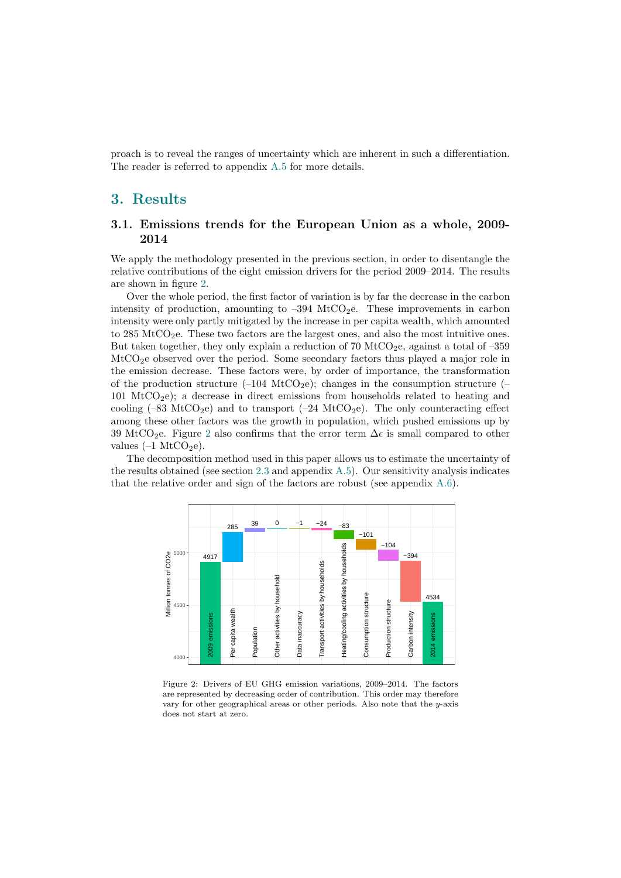proach is to reveal the ranges of uncertainty which are inherent in such a differentiation. The reader is referred to appendix A.5 for more details.

## 3. Results

### 3.1. Emissions trends for the European Union as a whole, 2009-2014

We apply the methodology presented in the previous section, in order to disentangle the relative contributions of the eight emission drivers for the period 2009–2014. The results are shown in figure 2.

Over the whole period, the first factor of variation is by far the decrease in the carbon intensity of production, amounting to –394 $MtCO_2e$. These improvements in carbon intensity were only partly mitigated by the increase in per capita wealth, which amounted to 285 $MtCO_2e$. These two factors are the largest ones, and also the most intuitive ones. But taken together, they only explain a reduction of 70 $MtCO_2e$, against a total of –359 $MtCO_2e$ observed over the period. Some secondary factors thus played a major role in the emission decrease. These factors were, by order of importance, the transformation of the production structure (–104 $MtCO_2e$); changes in the consumption structure (–101 $MtCO_2e$); a decrease in direct emissions from households related to heating and cooling (–83 $MtCO_2e$) and to transport (–24 $MtCO_2e$). The only counteracting effect among these other factors was the growth in population, which pushed emissions up by 39 $MtCO_2e$. Figure 2 also confirms that the error term $\Delta\epsilon$ is small compared to other values (–1 $MtCO_2e$).

The decomposition method used in this paper allows us to estimate the uncertainty of the results obtained (see section 2.3 and appendix A.5). Our sensitivity analysis indicates that the relative order and sign of the factors are robust (see appendix A.6).

Figure 2: Drivers of EU GHG emission variations, 2009–2014. The factors are represented by decreasing order of contribution. This order may therefore vary for other geographical areas or other periods. Also note that the $y$-axis does not start at zero.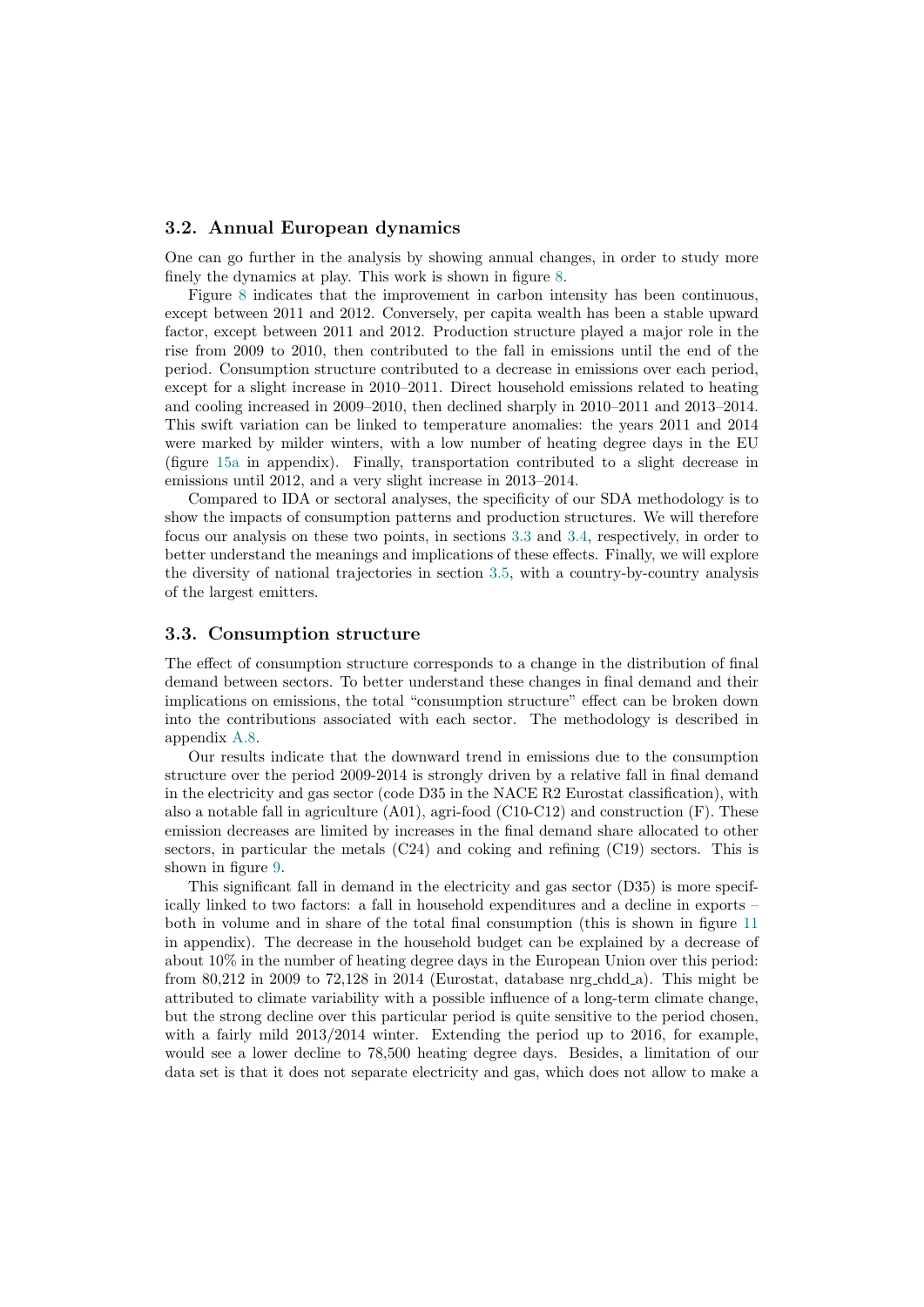### 3.2. Annual European dynamics

One can go further in the analysis by showing annual changes, in order to study more finely the dynamics at play. This work is shown in figure 8.

Figure 8 indicates that the improvement in carbon intensity has been continuous, except between 2011 and 2012. Conversely, per capita wealth has been a stable upward factor, except between 2011 and 2012. Production structure played a major role in the rise from 2009 to 2010, then contributed to the fall in emissions until the end of the period. Consumption structure contributed to a decrease in emissions over each period, except for a slight increase in 2010–2011. Direct household emissions related to heating and cooling increased in 2009–2010, then declined sharply in 2010–2011 and 2013–2014. This swift variation can be linked to temperature anomalies: the years 2011 and 2014 were marked by milder winters, with a low number of heating degree days in the EU (figure 15a in appendix). Finally, transportation contributed to a slight decrease in emissions until 2012, and a very slight increase in 2013–2014.

Compared to IDA or sectoral analyses, the specificity of our SDA methodology is to show the impacts of consumption patterns and production structures. We will therefore focus our analysis on these two points, in sections 3.3 and 3.4, respectively, in order to better understand the meanings and implications of these effects. Finally, we will explore the diversity of national trajectories in section 3.5, with a country-by-country analysis of the largest emitters.

### 3.3. Consumption structure

The effect of consumption structure corresponds to a change in the distribution of final demand between sectors. To better understand these changes in final demand and their implications on emissions, the total "consumption structure" effect can be broken down into the contributions associated with each sector. The methodology is described in appendix A.8.

Our results indicate that the downward trend in emissions due to the consumption structure over the period 2009-2014 is strongly driven by a relative fall in final demand in the electricity and gas sector (code D35 in the NACE R2 Eurostat classification), with also a notable fall in agriculture (A01), agri-food (C10-C12) and construction (F). These emission decreases are limited by increases in the final demand share allocated to other sectors, in particular the metals (C24) and coking and refining (C19) sectors. This is shown in figure 9.

This significant fall in demand in the electricity and gas sector (D35) is more specifically linked to two factors: a fall in household expenditures and a decline in exports – both in volume and in share of the total final consumption (this is shown in figure 11 in appendix). The decrease in the household budget can be explained by a decrease of about 10% in the number of heating degree days in the European Union over this period: from 80,212 in 2009 to 72,128 in 2014 (Eurostat, database nrg_chdd_a). This might be attributed to climate variability with a possible influence of a long-term climate change, but the strong decline over this particular period is quite sensitive to the period chosen, with a fairly mild 2013/2014 winter. Extending the period up to 2016, for example, would see a lower decline to 78,500 heating degree days. Besides, a limitation of our data set is that it does not separate electricity and gas, which does not allow to make a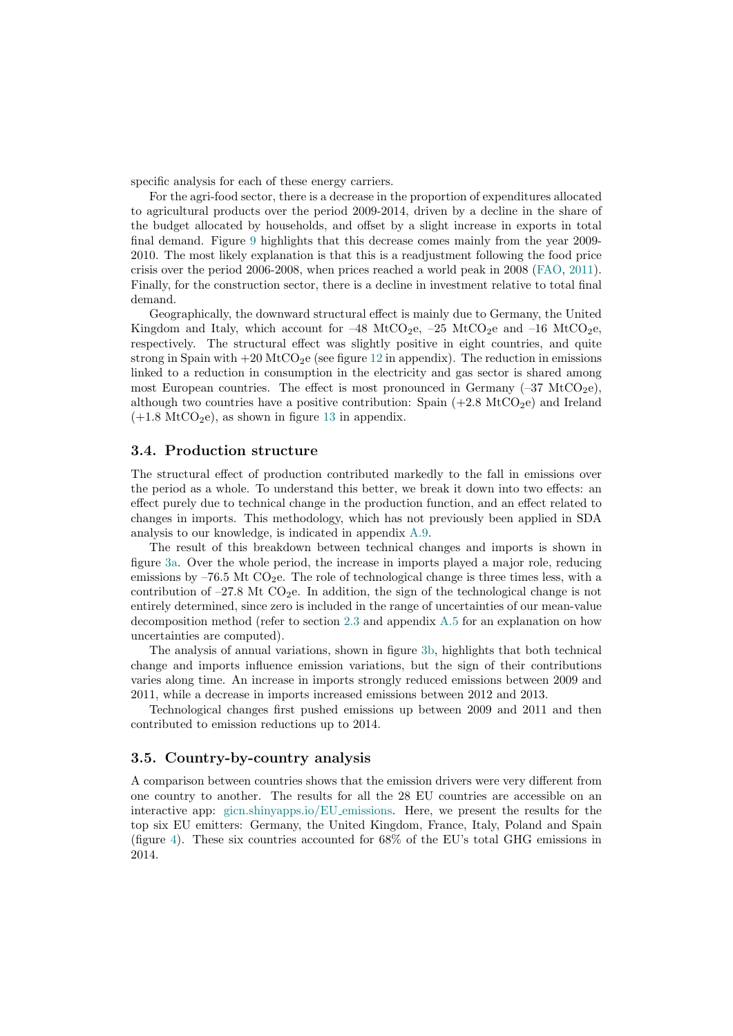specific analysis for each of these energy carriers.

For the agri-food sector, there is a decrease in the proportion of expenditures allocated to agricultural products over the period 2009-2014, driven by a decline in the share of the budget allocated by households, and offset by a slight increase in exports in total final demand. Figure 9 highlights that this decrease comes mainly from the year 2009-2010. The most likely explanation is that this is a readjustment following the food price crisis over the period 2006-2008, when prices reached a world peak in 2008 (FAO, 2011). Finally, for the construction sector, there is a decline in investment relative to total final demand.

Geographically, the downward structural effect is mainly due to Germany, the United Kingdom and Italy, which account for –48 $MtCO_2e$, –25 $MtCO_2e$ and –16 $MtCO_2e$, respectively. The structural effect was slightly positive in eight countries, and quite strong in Spain with +20 $MtCO_2e$ (see figure 12 in appendix). The reduction in emissions linked to a reduction in consumption in the electricity and gas sector is shared among most European countries. The effect is most pronounced in Germany (–37 $MtCO_2e$), although two countries have a positive contribution: Spain (+2.8 $MtCO_2e$) and Ireland (+1.8 $MtCO_2e$), as shown in figure 13 in appendix.

### 3.4. Production structure

The structural effect of production contributed markedly to the fall in emissions over the period as a whole. To understand this better, we break it down into two effects: an effect purely due to technical change in the production function, and an effect related to changes in imports. This methodology, which has not previously been applied in SDA analysis to our knowledge, is indicated in appendix A.9.

The result of this breakdown between technical changes and imports is shown in figure 3a. Over the whole period, the increase in imports played a major role, reducing emissions by –76.5 Mt $CO_2e$. The role of technological change is three times less, with a contribution of –27.8 Mt $CO_2e$. In addition, the sign of the technological change is not entirely determined, since zero is included in the range of uncertainties of our mean-value decomposition method (refer to section 2.3 and appendix A.5 for an explanation on how uncertainties are computed).

The analysis of annual variations, shown in figure 3b, highlights that both technical change and imports influence emission variations, but the sign of their contributions varies along time. An increase in imports strongly reduced emissions between 2009 and 2011, while a decrease in imports increased emissions between 2012 and 2013.

Technological changes first pushed emissions up between 2009 and 2011 and then contributed to emission reductions up to 2014.

### 3.5. Country-by-country analysis

A comparison between countries shows that the emission drivers were very different from one country to another. The results for all the 28 EU countries are accessible on an interactive app: gicn.shinyapps.io/EU_emissions. Here, we present the results for the top six EU emitters: Germany, the United Kingdom, France, Italy, Poland and Spain (figure 4). These six countries accounted for 68% of the EU's total GHG emissions in 2014.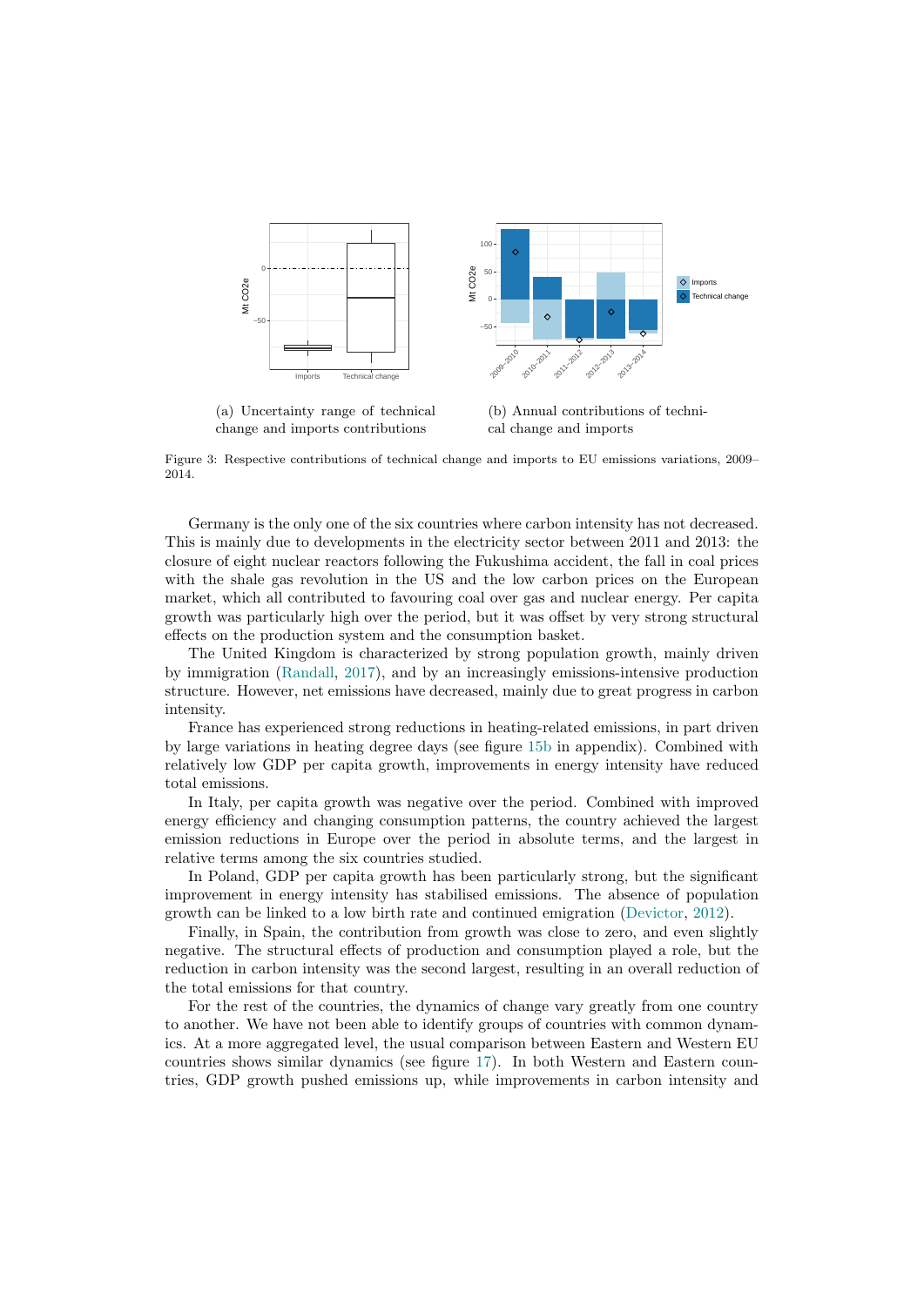(a) Uncertainty range of technical change and imports contributions

(b) Annual contributions of technical change and imports

Figure 3: Respective contributions of technical change and imports to EU emissions variations, 2009–2014.

Germany is the only one of the six countries where carbon intensity has not decreased. This is mainly due to developments in the electricity sector between 2011 and 2013: the closure of eight nuclear reactors following the Fukushima accident, the fall in coal prices with the shale gas revolution in the US and the low carbon prices on the European market, which all contributed to favouring coal over gas and nuclear energy. Per capita growth was particularly high over the period, but it was offset by very strong structural effects on the production system and the consumption basket.

The United Kingdom is characterized by strong population growth, mainly driven by immigration (Randall, 2017), and by an increasingly emissions-intensive production structure. However, net emissions have decreased, mainly due to great progress in carbon intensity.

France has experienced strong reductions in heating-related emissions, in part driven by large variations in heating degree days (see figure 15b in appendix). Combined with relatively low GDP per capita growth, improvements in energy intensity have reduced total emissions.

In Italy, per capita growth was negative over the period. Combined with improved energy efficiency and changing consumption patterns, the country achieved the largest emission reductions in Europe over the period in absolute terms, and the largest in relative terms among the six countries studied.

In Poland, GDP per capita growth has been particularly strong, but the significant improvement in energy intensity has stabilised emissions. The absence of population growth can be linked to a low birth rate and continued emigration (Devictor, 2012).

Finally, in Spain, the contribution from growth was close to zero, and even slightly negative. The structural effects of production and consumption played a role, but the reduction in carbon intensity was the second largest, resulting in an overall reduction of the total emissions for that country.

For the rest of the countries, the dynamics of change vary greatly from one country to another. We have not been able to identify groups of countries with common dynamics. At a more aggregated level, the usual comparison between Eastern and Western EU countries shows similar dynamics (see figure 17). In both Western and Eastern countries, GDP growth pushed emissions up, while improvements in carbon intensity and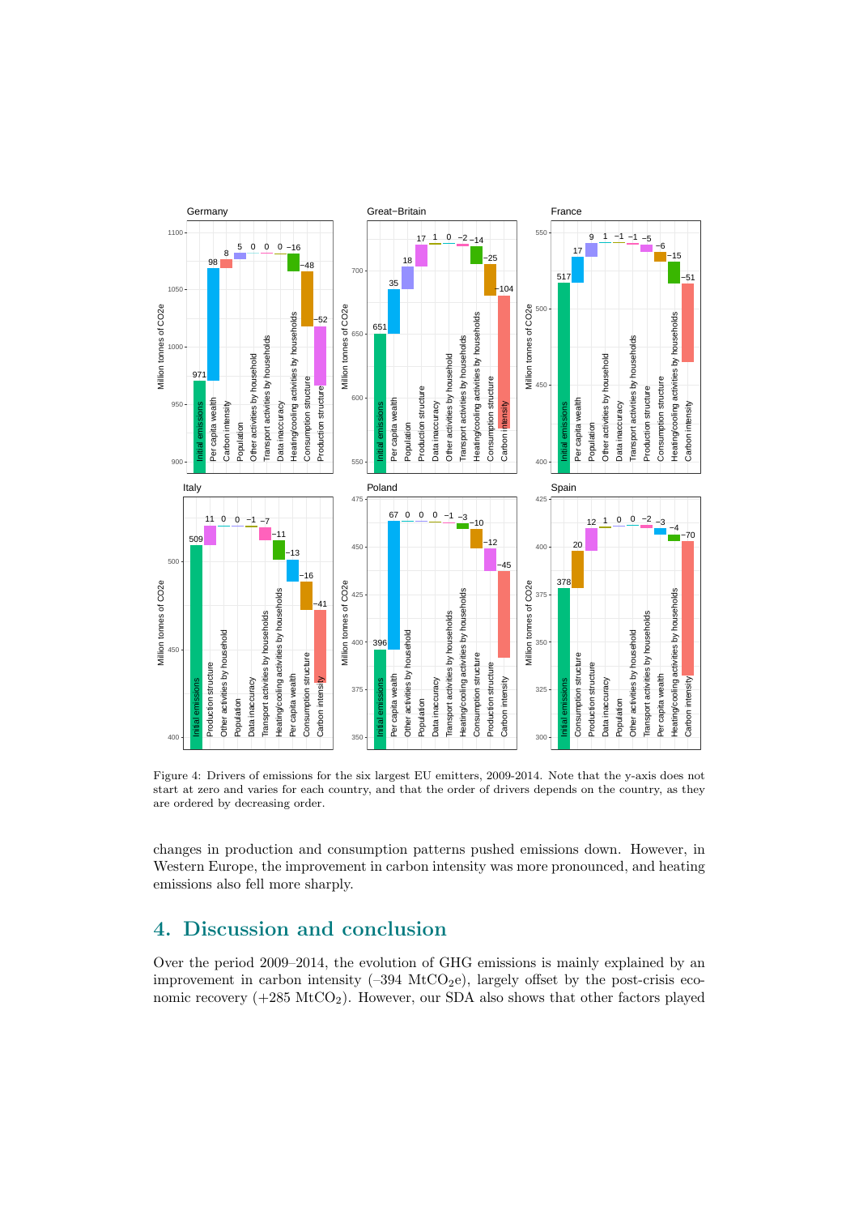Figure 4: Drivers of emissions for the six largest EU emitters, 2009-2014. Note that the y-axis does not start at zero and varies for each country, and that the order of drivers depends on the country, as they are ordered by decreasing order.

changes in production and consumption patterns pushed emissions down. However, in Western Europe, the improvement in carbon intensity was more pronounced, and heating emissions also fell more sharply.

## 4. Discussion and conclusion

Over the period 2009–2014, the evolution of GHG emissions is mainly explained by an improvement in carbon intensity (–394 $MtCO_2e$), largely offset by the post-crisis economic recovery (+285 $MtCO_2$). However, our SDA also shows that other factors played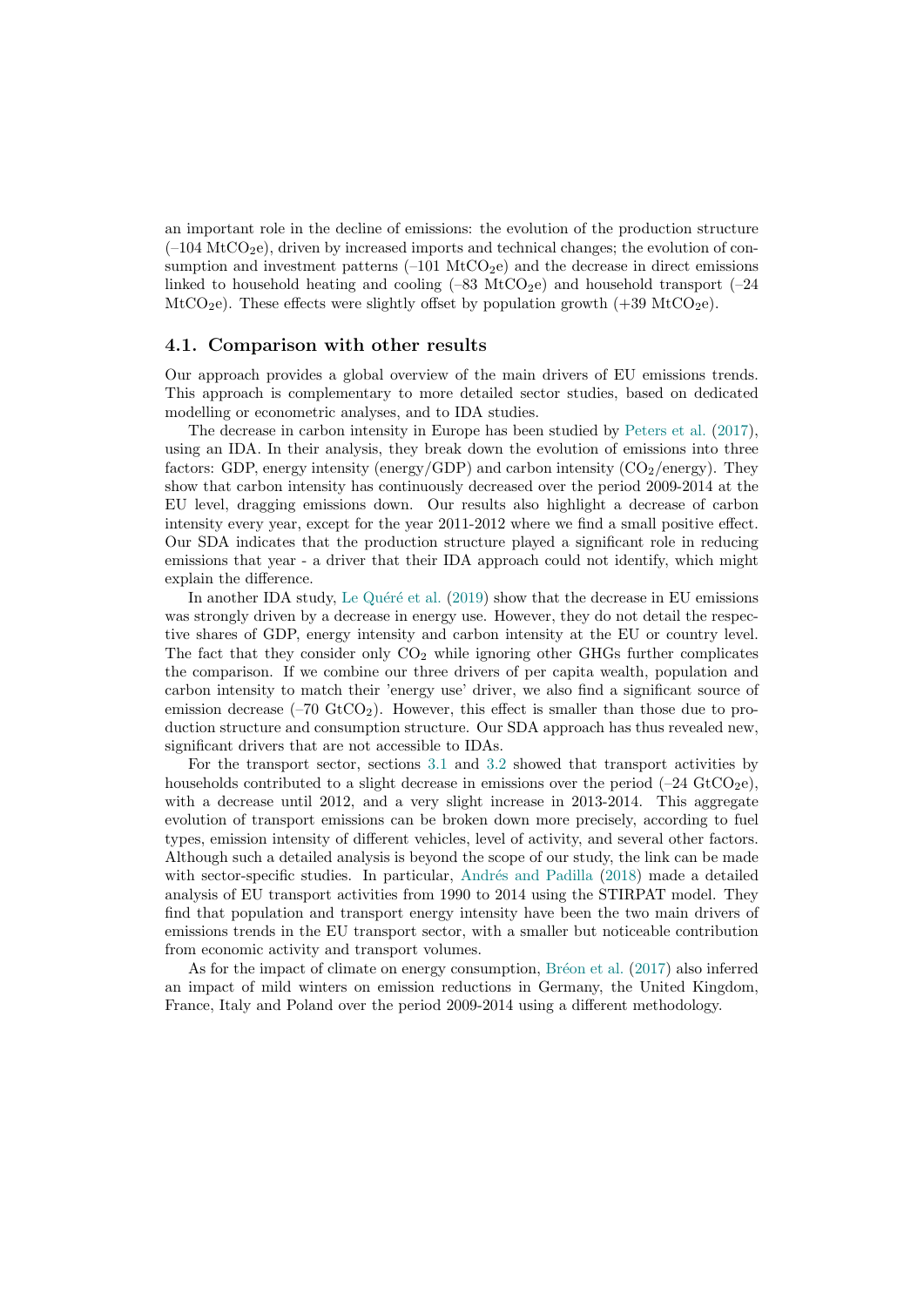an important role in the decline of emissions: the evolution of the production structure (–104 $MtCO_2e$), driven by increased imports and technical changes; the evolution of consumption and investment patterns (–101 $MtCO_2e$) and the decrease in direct emissions linked to household heating and cooling (–83 $MtCO_2e$) and household transport (–24 $MtCO_2e$). These effects were slightly offset by population growth (+39 $MtCO_2e$).

### 4.1. Comparison with other results

Our approach provides a global overview of the main drivers of EU emissions trends. This approach is complementary to more detailed sector studies, based on dedicated modelling or econometric analyses, and to IDA studies.

The decrease in carbon intensity in Europe has been studied by Peters et al. (2017), using an IDA. In their analysis, they break down the evolution of emissions into three factors: GDP, energy intensity (energy/GDP) and carbon intensity ($CO_2$/energy). They show that carbon intensity has continuously decreased over the period 2009-2014 at the EU level, dragging emissions down. Our results also highlight a decrease of carbon intensity every year, except for the year 2011-2012 where we find a small positive effect. Our SDA indicates that the production structure played a significant role in reducing emissions that year - a driver that their IDA approach could not identify, which might explain the difference.

In another IDA study, Le Quéré et al. (2019) show that the decrease in EU emissions was strongly driven by a decrease in energy use. However, they do not detail the respective shares of GDP, energy intensity and carbon intensity at the EU or country level. The fact that they consider only $CO_2$ while ignoring other GHGs further complicates the comparison. If we combine our three drivers of per capita wealth, population and carbon intensity to match their 'energy use' driver, we also find a significant source of emission decrease (–70 $GtCO_2$). However, this effect is smaller than those due to production structure and consumption structure. Our SDA approach has thus revealed new, significant drivers that are not accessible to IDAs.

For the transport sector, sections 3.1 and 3.2 showed that transport activities by households contributed to a slight decrease in emissions over the period (–24 $GtCO_2e$), with a decrease until 2012, and a very slight increase in 2013-2014. This aggregate evolution of transport emissions can be broken down more precisely, according to fuel types, emission intensity of different vehicles, level of activity, and several other factors. Although such a detailed analysis is beyond the scope of our study, the link can be made with sector-specific studies. In particular, Andrés and Padilla (2018) made a detailed analysis of EU transport activities from 1990 to 2014 using the STIRPAT model. They find that population and transport energy intensity have been the two main drivers of emissions trends in the EU transport sector, with a smaller but noticeable contribution from economic activity and transport volumes.

As for the impact of climate on energy consumption, Bréon et al. (2017) also inferred an impact of mild winters on emission reductions in Germany, the United Kingdom, France, Italy and Poland over the period 2009-2014 using a different methodology.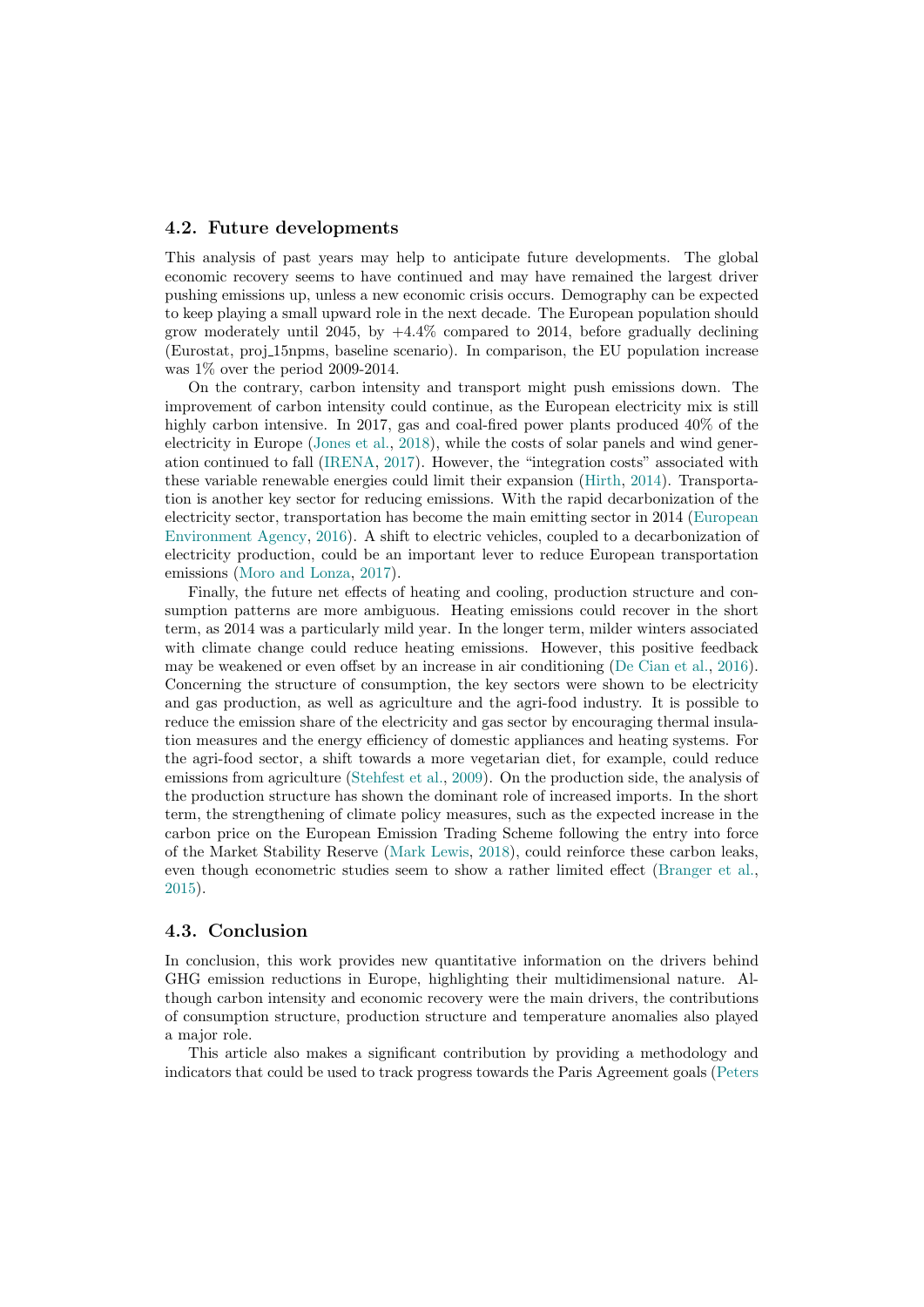### 4.2. Future developments

This analysis of past years may help to anticipate future developments. The global economic recovery seems to have continued and may have remained the largest driver pushing emissions up, unless a new economic crisis occurs. Demography can be expected to keep playing a small upward role in the next decade. The European population should grow moderately until 2045, by +4.4% compared to 2014, before gradually declining (Eurostat, proj_15npms, baseline scenario). In comparison, the EU population increase was 1% over the period 2009-2014.

On the contrary, carbon intensity and transport might push emissions down. The improvement of carbon intensity could continue, as the European electricity mix is still highly carbon intensive. In 2017, gas and coal-fired power plants produced 40% of the electricity in Europe (Jones et al., 2018), while the costs of solar panels and wind generation continued to fall (IRENA, 2017). However, the "integration costs" associated with these variable renewable energies could limit their expansion (Hirth, 2014). Transportation is another key sector for reducing emissions. With the rapid decarbonization of the electricity sector, transportation has become the main emitting sector in 2014 (European Environment Agency, 2016). A shift to electric vehicles, coupled to a decarbonization of electricity production, could be an important lever to reduce European transportation emissions (Moro and Lonza, 2017).

Finally, the future net effects of heating and cooling, production structure and consumption patterns are more ambiguous. Heating emissions could recover in the short term, as 2014 was a particularly mild year. In the longer term, milder winters associated with climate change could reduce heating emissions. However, this positive feedback may be weakened or even offset by an increase in air conditioning (De Cian et al., 2016). Concerning the structure of consumption, the key sectors were shown to be electricity and gas production, as well as agriculture and the agri-food industry. It is possible to reduce the emission share of the electricity and gas sector by encouraging thermal insulation measures and the energy efficiency of domestic appliances and heating systems. For the agri-food sector, a shift towards a more vegetarian diet, for example, could reduce emissions from agriculture (Stehfest et al., 2009). On the production side, the analysis of the production structure has shown the dominant role of increased imports. In the short term, the strengthening of climate policy measures, such as the expected increase in the carbon price on the European Emission Trading Scheme following the entry into force of the Market Stability Reserve (Mark Lewis, 2018), could reinforce these carbon leaks, even though econometric studies seem to show a rather limited effect (Branger et al., 2015).

### 4.3. Conclusion

In conclusion, this work provides new quantitative information on the drivers behind GHG emission reductions in Europe, highlighting their multidimensional nature. Although carbon intensity and economic recovery were the main drivers, the contributions of consumption structure, production structure and temperature anomalies also played a major role.

This article also makes a significant contribution by providing a methodology and indicators that could be used to track progress towards the Paris Agreement goals (Peters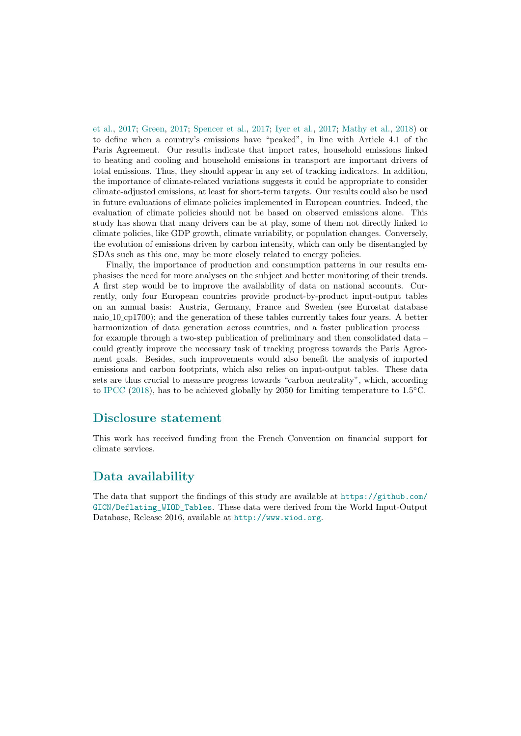et al., 2017; Green, 2017; Spencer et al., 2017; Iyer et al., 2017; Mathy et al., 2018) or to define when a country's emissions have "peaked", in line with Article 4.1 of the Paris Agreement. Our results indicate that import rates, household emissions linked to heating and cooling and household emissions in transport are important drivers of total emissions. Thus, they should appear in any set of tracking indicators. In addition, the importance of climate-related variations suggests it could be appropriate to consider climate-adjusted emissions, at least for short-term targets. Our results could also be used in future evaluations of climate policies implemented in European countries. Indeed, the evaluation of climate policies should not be based on observed emissions alone. This study has shown that many drivers can be at play, some of them not directly linked to climate policies, like GDP growth, climate variability, or population changes. Conversely, the evolution of emissions driven by carbon intensity, which can only be disentangled by SDAs such as this one, may be more closely related to energy policies.

Finally, the importance of production and consumption patterns in our results emphasises the need for more analyses on the subject and better monitoring of their trends. A first step would be to improve the availability of data on national accounts. Currently, only four European countries provide product-by-product input-output tables on an annual basis: Austria, Germany, France and Sweden (see Eurostat database naio_10_cp1700); and the generation of these tables currently takes four years. A better harmonization of data generation across countries, and a faster publication process – for example through a two-step publication of preliminary and then consolidated data – could greatly improve the necessary task of tracking progress towards the Paris Agreement goals. Besides, such improvements would also benefit the analysis of imported emissions and carbon footprints, which also relies on input-output tables. These data sets are thus crucial to measure progress towards "carbon neutrality", which, according to IPCC (2018), has to be achieved globally by 2050 for limiting temperature to 1.5°C.

## Disclosure statement

This work has received funding from the French Convention on financial support for climate services.

## Data availability

The data that support the findings of this study are available at `https://github.com/GICN/Deflating_WIOD_Tables`. These data were derived from the World Input-Output Database, Release 2016, available at `http://www.wiod.org`.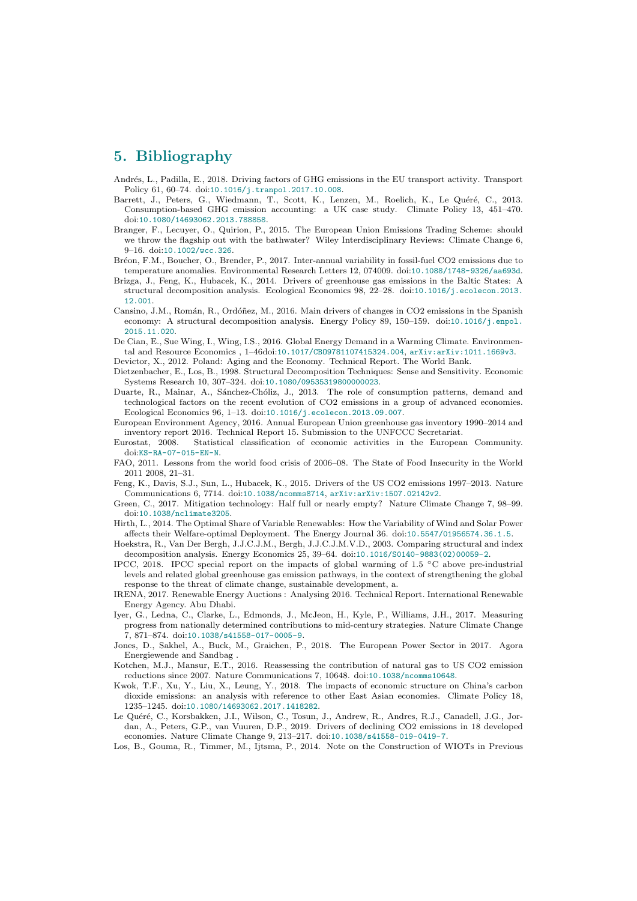# 5. Bibliography

Andrés, L., Padilla, E., 2018. Driving factors of GHG emissions in the EU transport activity. Transport Policy 61, 60–74. doi:10.1016/j.tranpol.2017.10.008.

Barrett, J., Peters, G., Wiedmann, T., Scott, K., Lenzen, M., Roelich, K., Le Quéré, C., 2013. Consumption-based GHG emission accounting: a UK case study. Climate Policy 13, 451–470. doi:10.1080/14693062.2013.788858.

Branger, F., Lecuyer, O., Quirion, P., 2015. The European Union Emissions Trading Scheme: should we throw the flagship out with the bathwater? Wiley Interdisciplinary Reviews: Climate Change 6, 9–16. doi:10.1002/wcc.326.

Bréon, F.M., Boucher, O., Brender, P., 2017. Inter-annual variability in fossil-fuel CO2 emissions due to temperature anomalies. Environmental Research Letters 12, 074009. doi:10.1088/1748-9326/aa693d.

Brizga, J., Feng, K., Hubacek, K., 2014. Drivers of greenhouse gas emissions in the Baltic States: A structural decomposition analysis. Ecological Economics 98, 22–28. doi:10.1016/j.ecolecon.2013.12.001.

Cansino, J.M., Román, R., Ordóñez, M., 2016. Main drivers of changes in CO2 emissions in the Spanish economy: A structural decomposition analysis. Energy Policy 89, 150–159. doi:10.1016/j.enpol.2015.11.020.

De Cian, E., Sue Wing, I., Wing, I.S., 2016. Global Energy Demand in a Warming Climate. Environmental and Resource Economics , 1–46doi:10.1017/CBO9781107415324.004, arXiv:arXiv:1011.1669v3.

Devictor, X., 2012. Poland: Aging and the Economy. Technical Report. The World Bank.

Dietzenbacher, E., Los, B., 1998. Structural Decomposition Techniques: Sense and Sensitivity. Economic Systems Research 10, 307–324. doi:10.1080/09535319800000023.

Duarte, R., Mainar, A., Sánchez-Chóliz, J., 2013. The role of consumption patterns, demand and technological factors on the recent evolution of CO2 emissions in a group of advanced economies. Ecological Economics 96, 1–13. doi:10.1016/j.ecolecon.2013.09.007.

European Environment Agency, 2016. Annual European Union greenhouse gas inventory 1990–2014 and inventory report 2016. Technical Report 15. Submission to the UNFCCC Secretariat.

Eurostat, 2008. Statistical classification of economic activities in the European Community. doi:KS-RA-07-015-EN-N.

FAO, 2011. Lessons from the world food crisis of 2006–08. The State of Food Insecurity in the World 2011 2008, 21–31.

Feng, K., Davis, S.J., Sun, L., Hubacek, K., 2015. Drivers of the US CO2 emissions 1997–2013. Nature Communications 6, 7714. doi:10.1038/ncomms8714, arXiv:arXiv:1507.02142v2.

Green, C., 2017. Mitigation technology: Half full or nearly empty? Nature Climate Change 7, 98–99. doi:10.1038/nclimate3205.

Hirth, L., 2014. The Optimal Share of Variable Renewables: How the Variability of Wind and Solar Power affects their Welfare-optimal Deployment. The Energy Journal 36. doi:10.5547/01956574.36.1.5.

Hoekstra, R., Van Der Bergh, J.J.C.J.M., Bergh, J.J.C.J.M.V.D., 2003. Comparing structural and index decomposition analysis. Energy Economics 25, 39–64. doi:10.1016/S0140-9883(02)00059-2.

IPCC, 2018. IPCC special report on the impacts of global warming of 1.5 °C above pre-industrial levels and related global greenhouse gas emission pathways, in the context of strengthening the global response to the threat of climate change, sustainable development, a.

IRENA, 2017. Renewable Energy Auctions : Analysing 2016. Technical Report. International Renewable Energy Agency. Abu Dhabi.

Iyer, G., Ledna, C., Clarke, L., Edmonds, J., McJeon, H., Kyle, P., Williams, J.H., 2017. Measuring progress from nationally determined contributions to mid-century strategies. Nature Climate Change 7, 871–874. doi:10.1038/s41558-017-0005-9.

Jones, D., Sakhel, A., Buck, M., Graichen, P., 2018. The European Power Sector in 2017. Agora Energiewende and Sandbag .

Kotchen, M.J., Mansur, E.T., 2016. Reassessing the contribution of natural gas to US CO2 emission reductions since 2007. Nature Communications 7, 10648. doi:10.1038/ncomms10648.

Kwok, T.F., Xu, Y., Liu, X., Leung, Y., 2018. The impacts of economic structure on China's carbon dioxide emissions: an analysis with reference to other East Asian economies. Climate Policy 18, 1235–1245. doi:10.1080/14693062.2017.1418282.

Le Quéré, C., Korsbakken, J.I., Wilson, C., Tosun, J., Andrew, R., Andres, R.J., Canadell, J.G., Jordan, A., Peters, G.P., van Vuuren, D.P., 2019. Drivers of declining CO2 emissions in 18 developed economies. Nature Climate Change 9, 213–217. doi:10.1038/s41558-019-0419-7.

Los, B., Gouma, R., Timmer, M., Ijtsma, P., 2014. Note on the Construction of WIOTs in Previous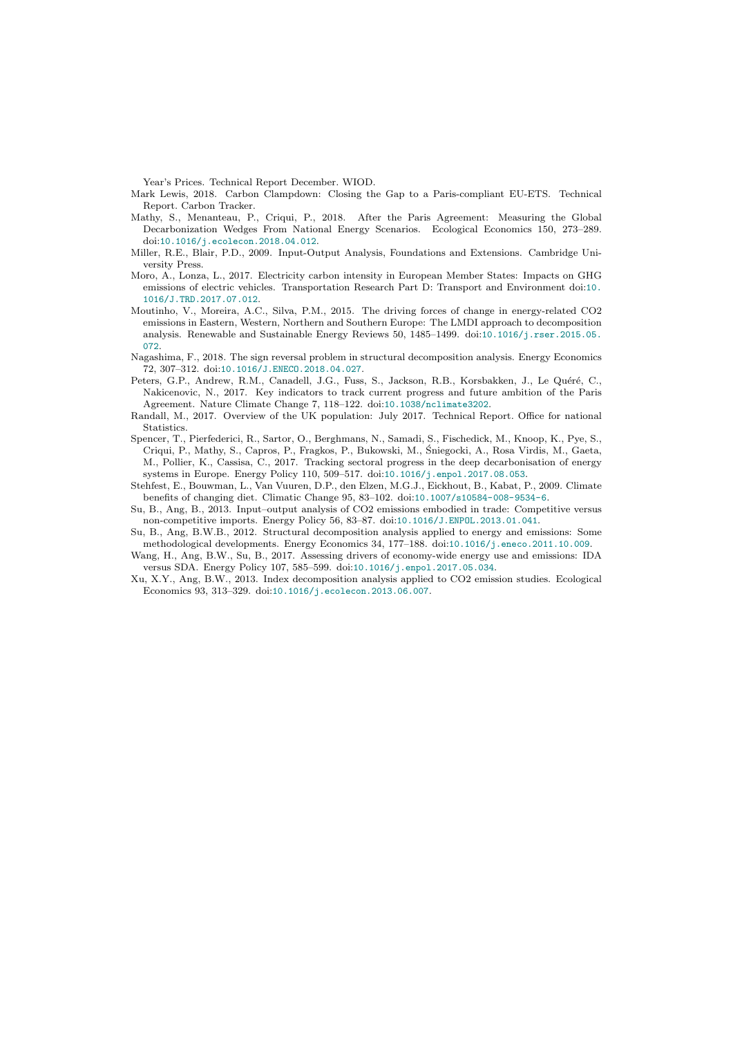Year's Prices. Technical Report December. WIOD.

Mark Lewis, 2018. Carbon Clampdown: Closing the Gap to a Paris-compliant EU-ETS. Technical Report. Carbon Tracker.

Mathy, S., Menanteau, P., Criqui, P., 2018. After the Paris Agreement: Measuring the Global Decarbonization Wedges From National Energy Scenarios. Ecological Economics 150, 273–289. doi:10.1016/j.ecolecon.2018.04.012.

Miller, R.E., Blair, P.D., 2009. Input-Output Analysis, Foundations and Extensions. Cambridge University Press.

Moro, A., Lonza, L., 2017. Electricity carbon intensity in European Member States: Impacts on GHG emissions of electric vehicles. Transportation Research Part D: Transport and Environment doi:10.1016/J.TRD.2017.07.012.

Moutinho, V., Moreira, A.C., Silva, P.M., 2015. The driving forces of change in energy-related CO2 emissions in Eastern, Western, Northern and Southern Europe: The LMDI approach to decomposition analysis. Renewable and Sustainable Energy Reviews 50, 1485–1499. doi:10.1016/j.rser.2015.05.072.

Nagashima, F., 2018. The sign reversal problem in structural decomposition analysis. Energy Economics 72, 307–312. doi:10.1016/J.ENECO.2018.04.027.

Peters, G.P., Andrew, R.M., Canadell, J.G., Fuss, S., Jackson, R.B., Korsbakken, J., Le Quéré, C., Nakicenovic, N., 2017. Key indicators to track current progress and future ambition of the Paris Agreement. Nature Climate Change 7, 118–122. doi:10.1038/nclimate3202.

Randall, M., 2017. Overview of the UK population: July 2017. Technical Report. Office for national Statistics.

Spencer, T., Pierfederici, R., Sartor, O., Berghmans, N., Samadi, S., Fischedick, M., Knoop, K., Pye, S., Criqui, P., Mathy, S., Capros, P., Fragkos, P., Bukowski, M., Śniegocki, A., Rosa Virdis, M., Gaeta, M., Pollier, K., Cassisa, C., 2017. Tracking sectoral progress in the deep decarbonisation of energy systems in Europe. Energy Policy 110, 509–517. doi:10.1016/j.enpol.2017.08.053.

Stehfest, E., Bouwman, L., Van Vuuren, D.P., den Elzen, M.G.J., Eickhout, B., Kabat, P., 2009. Climate benefits of changing diet. Climatic Change 95, 83–102. doi:10.1007/s10584-008-9534-6.

Su, B., Ang, B., 2013. Input–output analysis of CO2 emissions embodied in trade: Competitive versus non-competitive imports. Energy Policy 56, 83–87. doi:10.1016/J.ENPOL.2013.01.041.

Su, B., Ang, B.W.B., 2012. Structural decomposition analysis applied to energy and emissions: Some methodological developments. Energy Economics 34, 177–188. doi:10.1016/j.eneco.2011.10.009.

Wang, H., Ang, B.W., Su, B., 2017. Assessing drivers of economy-wide energy use and emissions: IDA versus SDA. Energy Policy 107, 585–599. doi:10.1016/j.enpol.2017.05.034.

Xu, X.Y., Ang, B.W., 2013. Index decomposition analysis applied to CO2 emission studies. Ecological Economics 93, 313–329. doi:10.1016/j.ecolecon.2013.06.007.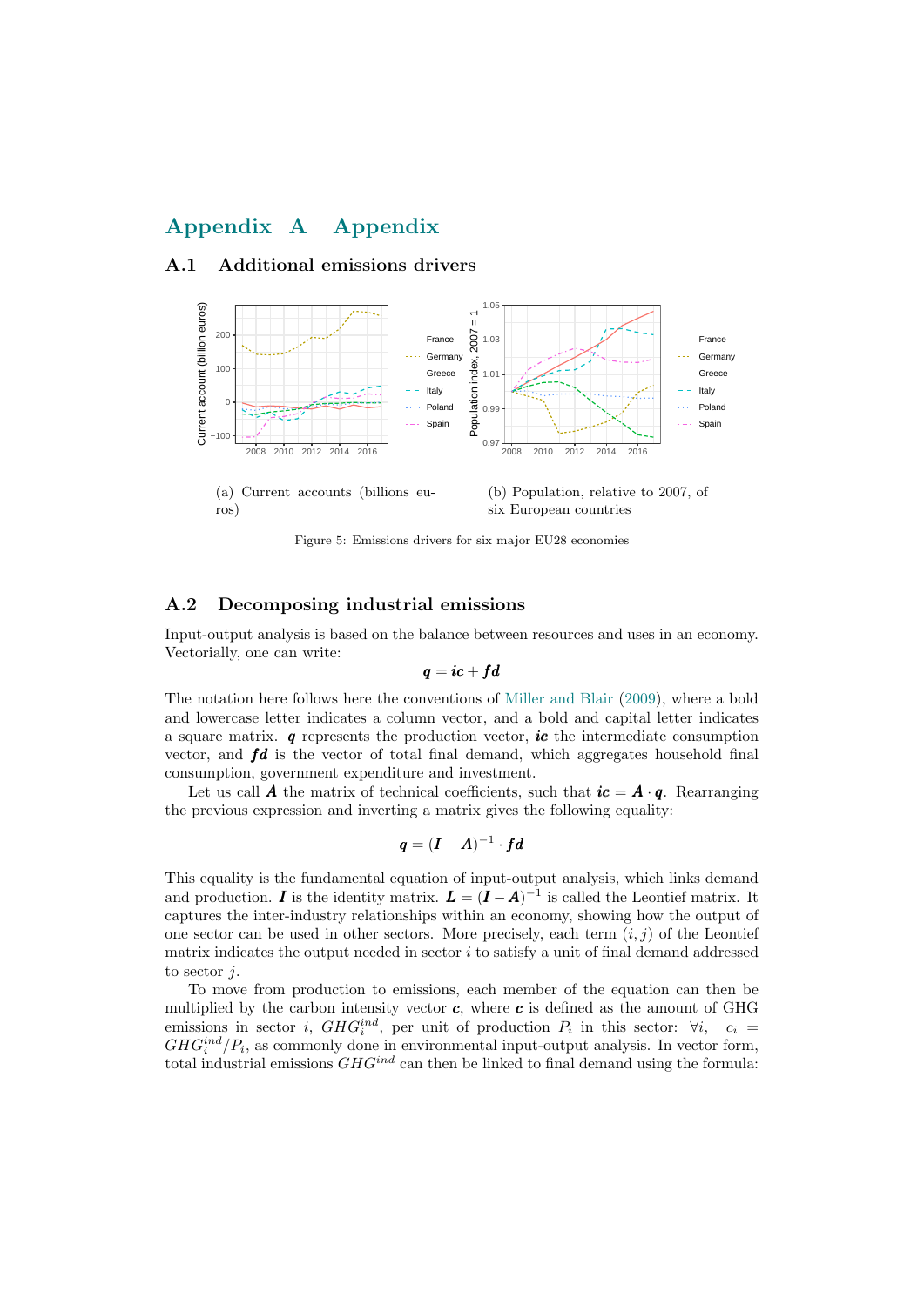# Appendix A Appendix

## A.1 Additional emissions drivers

(a) Current accounts (billions euros)

(b) Population, relative to 2007, of six European countries

Figure 5: Emissions drivers for six major EU28 economies

## A.2 Decomposing industrial emissions

Input-output analysis is based on the balance between resources and uses in an economy. Vectorially, one can write:

$$\boldsymbol{q} = \boldsymbol{ic} + \boldsymbol{fd}$$

The notation here follows here the conventions of Miller and Blair (2009), where a bold and lowercase letter indicates a column vector, and a bold and capital letter indicates a square matrix. $\boldsymbol{q}$ represents the production vector, $\boldsymbol{ic}$ the intermediate consumption vector, and $\boldsymbol{fd}$ is the vector of total final demand, which aggregates household final consumption, government expenditure and investment.

Let us call $\boldsymbol{A}$ the matrix of technical coefficients, such that $\boldsymbol{ic} = \boldsymbol{A} \cdot \boldsymbol{q}$. Rearranging the previous expression and inverting a matrix gives the following equality:

$$\boldsymbol{q} = (\boldsymbol{I} - \boldsymbol{A})^{-1} \cdot \boldsymbol{fd}$$

This equality is the fundamental equation of input-output analysis, which links demand and production. $\boldsymbol{I}$ is the identity matrix. $\boldsymbol{L} = (\boldsymbol{I} - \boldsymbol{A})^{-1}$ is called the Leontief matrix. It captures the inter-industry relationships within an economy, showing how the output of one sector can be used in other sectors. More precisely, each term $(i, j)$ of the Leontief matrix indicates the output needed in sector $i$ to satisfy a unit of final demand addressed to sector $j$.

To move from production to emissions, each member of the equation can then be multiplied by the carbon intensity vector $\boldsymbol{c}$, where $\boldsymbol{c}$ is defined as the amount of GHG emissions in sector $i$, $GHG_i^{ind}$, per unit of production $P_i$ in this sector: $\forall i, \quad c_i = GHG_i^{ind}/P_i$, as commonly done in environmental input-output analysis. In vector form, total industrial emissions $GHG^{ind}$ can then be linked to final demand using the formula: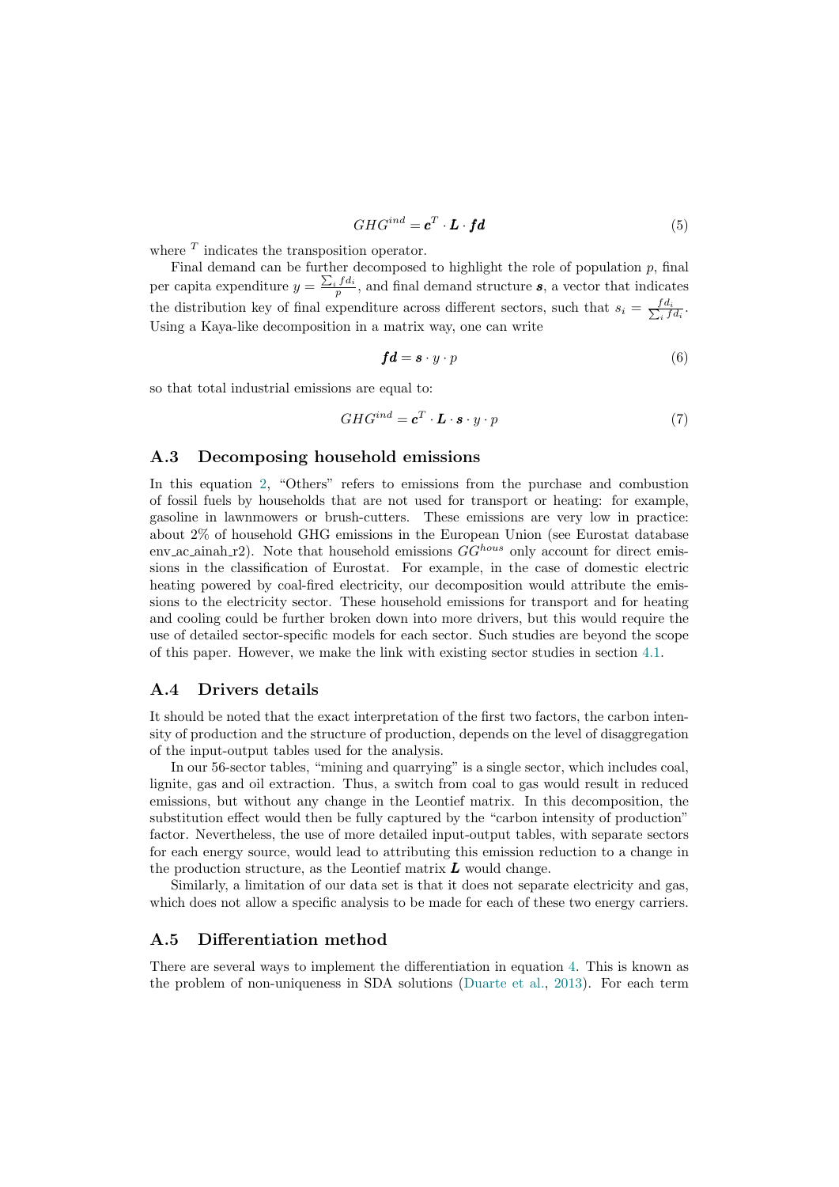$$GHG^{ind} = \boldsymbol{c}^T \cdot \boldsymbol{L} \cdot \boldsymbol{fd} \tag{5}$$

where $^T$ indicates the transposition operator.

Final demand can be further decomposed to highlight the role of population $p$, final per capita expenditure $y = \frac{\sum_i fd_i}{p}$, and final demand structure $\boldsymbol{s}$, a vector that indicates the distribution key of final expenditure across different sectors, such that $s_i = \frac{fd_i}{\sum_i fd_i}$. Using a Kaya-like decomposition in a matrix way, one can write

$$\boldsymbol{fd} = \boldsymbol{s} \cdot y \cdot p \tag{6}$$

so that total industrial emissions are equal to:

$$GHG^{ind} = \boldsymbol{c}^T \cdot \boldsymbol{L} \cdot \boldsymbol{s} \cdot y \cdot p \tag{7}$$

## A.3 Decomposing household emissions

In this equation 2, "Others" refers to emissions from the purchase and combustion of fossil fuels by households that are not used for transport or heating: for example, gasoline in lawnmowers or brush-cutters. These emissions are very low in practice: about 2% of household GHG emissions in the European Union (see Eurostat database env_ac_ainah_r2). Note that household emissions $GG^{hous}$ only account for direct emissions in the classification of Eurostat. For example, in the case of domestic electric heating powered by coal-fired electricity, our decomposition would attribute the emissions to the electricity sector. These household emissions for transport and for heating and cooling could be further broken down into more drivers, but this would require the use of detailed sector-specific models for each sector. Such studies are beyond the scope of this paper. However, we make the link with existing sector studies in section 4.1.

## A.4 Drivers details

It should be noted that the exact interpretation of the first two factors, the carbon intensity of production and the structure of production, depends on the level of disaggregation of the input-output tables used for the analysis.

In our 56-sector tables, "mining and quarrying" is a single sector, which includes coal, lignite, gas and oil extraction. Thus, a switch from coal to gas would result in reduced emissions, but without any change in the Leontief matrix. In this decomposition, the substitution effect would then be fully captured by the "carbon intensity of production" factor. Nevertheless, the use of more detailed input-output tables, with separate sectors for each energy source, would lead to attributing this emission reduction to a change in the production structure, as the Leontief matrix $\boldsymbol{L}$ would change.

Similarly, a limitation of our data set is that it does not separate electricity and gas, which does not allow a specific analysis to be made for each of these two energy carriers.

## A.5 Differentiation method

There are several ways to implement the differentiation in equation 4. This is known as the problem of non-uniqueness in SDA solutions (Duarte et al., 2013). For each term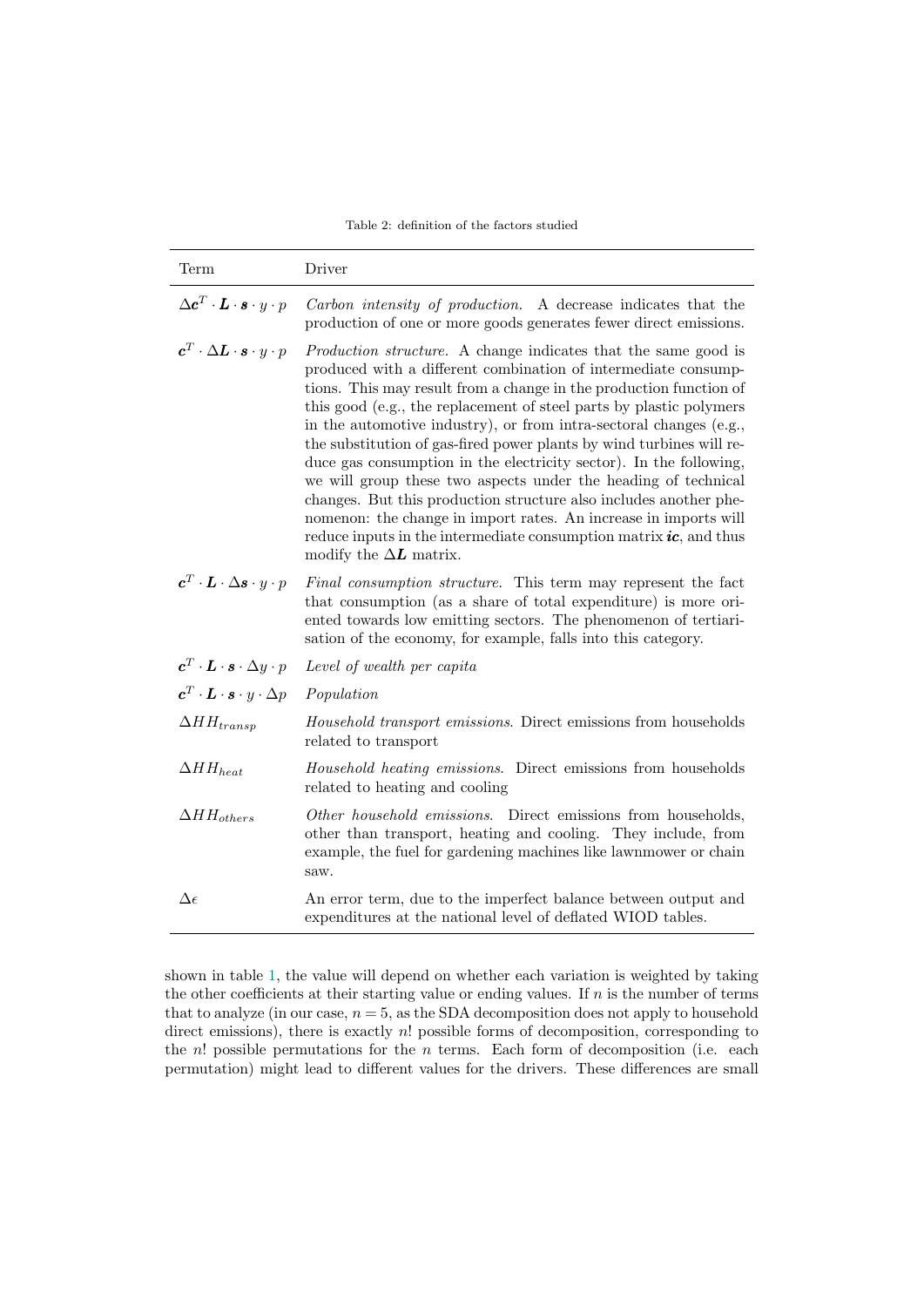Table 2: definition of the factors studied

| Term | Driver |
| --- | --- |
| $\Delta \boldsymbol{c}^T \cdot \boldsymbol{L} \cdot \boldsymbol{s} \cdot y \cdot p$ | *Carbon intensity of production.* A decrease indicates that the production of one or more goods generates fewer direct emissions. |
| $\boldsymbol{c}^T \cdot \Delta \boldsymbol{L} \cdot \boldsymbol{s} \cdot y \cdot p$ | *Production structure.* A change indicates that the same good is produced with a different combination of intermediate consumptions. This may result from a change in the production function of this good (e.g., the replacement of steel parts by plastic polymers in the automotive industry), or from intra-sectoral changes (e.g., the substitution of gas-fired power plants by wind turbines will reduce gas consumption in the electricity sector). In the following, we will group these two aspects under the heading of technical changes. But this production structure also includes another phenomenon: the change in import rates. An increase in imports will reduce inputs in the intermediate consumption matrix $\boldsymbol{ic}$, and thus modify the $\Delta \boldsymbol{L}$ matrix. |
| $\boldsymbol{c}^T \cdot \boldsymbol{L} \cdot \Delta \boldsymbol{s} \cdot y \cdot p$ | *Final consumption structure.* This term may represent the fact that consumption (as a share of total expenditure) is more oriented towards low emitting sectors. The phenomenon of tertiarisation of the economy, for example, falls into this category. |
| $\boldsymbol{c}^T \cdot \boldsymbol{L} \cdot \boldsymbol{s} \cdot \Delta y \cdot p$ | *Level of wealth per capita* |
| $\boldsymbol{c}^T \cdot \boldsymbol{L} \cdot \boldsymbol{s} \cdot y \cdot \Delta p$ | *Population* |
| $\Delta HH_{transp}$ | *Household transport emissions.* Direct emissions from households related to transport |
| $\Delta HH_{heat}$ | *Household heating emissions.* Direct emissions from households related to heating and cooling |
| $\Delta HH_{others}$ | *Other household emissions.* Direct emissions from households, other than transport, heating and cooling. They include, from example, the fuel for gardening machines like lawnmower or chain saw. |
| $\Delta \epsilon$ | An error term, due to the imperfect balance between output and expenditures at the national level of deflated WIOD tables. |

shown in table 1, the value will depend on whether each variation is weighted by taking the other coefficients at their starting value or ending values. If $n$ is the number of terms that to analyze (in our case, $n = 5$, as the SDA decomposition does not apply to household direct emissions), there is exactly $n!$ possible forms of decomposition, corresponding to the $n!$ possible permutations for the $n$ terms. Each form of decomposition (i.e. each permutation) might lead to different values for the drivers. These differences are small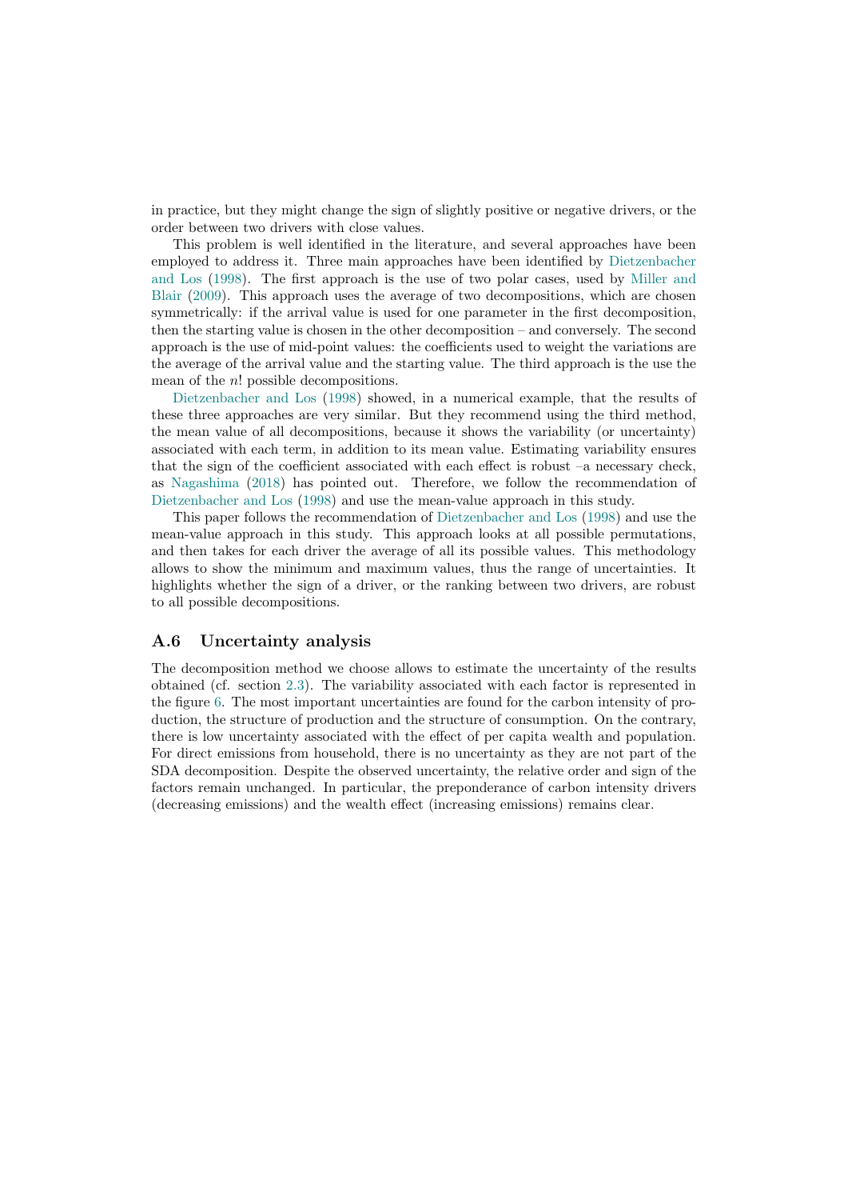in practice, but they might change the sign of slightly positive or negative drivers, or the order between two drivers with close values.

This problem is well identified in the literature, and several approaches have been employed to address it. Three main approaches have been identified by Dietzenbacher and Los (1998). The first approach is the use of two polar cases, used by Miller and Blair (2009). This approach uses the average of two decompositions, which are chosen symmetrically: if the arrival value is used for one parameter in the first decomposition, then the starting value is chosen in the other decomposition – and conversely. The second approach is the use of mid-point values: the coefficients used to weight the variations are the average of the arrival value and the starting value. The third approach is the use the mean of the $n!$ possible decompositions.

Dietzenbacher and Los (1998) showed, in a numerical example, that the results of these three approaches are very similar. But they recommend using the third method, the mean value of all decompositions, because it shows the variability (or uncertainty) associated with each term, in addition to its mean value. Estimating variability ensures that the sign of the coefficient associated with each effect is robust –a necessary check, as Nagashima (2018) has pointed out. Therefore, we follow the recommendation of Dietzenbacher and Los (1998) and use the mean-value approach in this study.

This paper follows the recommendation of Dietzenbacher and Los (1998) and use the mean-value approach in this study. This approach looks at all possible permutations, and then takes for each driver the average of all its possible values. This methodology allows to show the minimum and maximum values, thus the range of uncertainties. It highlights whether the sign of a driver, or the ranking between two drivers, are robust to all possible decompositions.

## A.6 Uncertainty analysis

The decomposition method we choose allows to estimate the uncertainty of the results obtained (cf. section 2.3). The variability associated with each factor is represented in the figure 6. The most important uncertainties are found for the carbon intensity of production, the structure of production and the structure of consumption. On the contrary, there is low uncertainty associated with the effect of per capita wealth and population. For direct emissions from household, there is no uncertainty as they are not part of the SDA decomposition. Despite the observed uncertainty, the relative order and sign of the factors remain unchanged. In particular, the preponderance of carbon intensity drivers (decreasing emissions) and the wealth effect (increasing emissions) remains clear.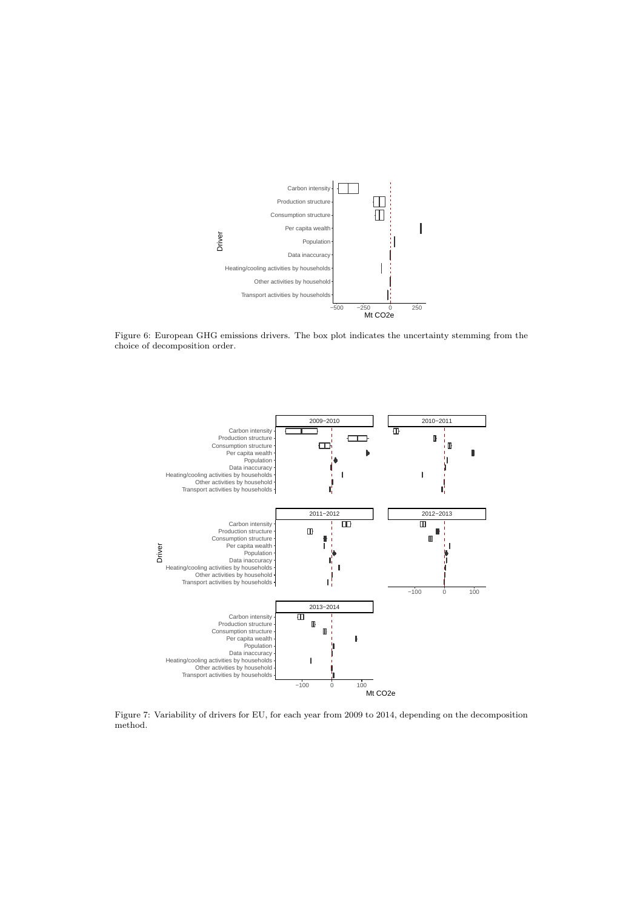Figure 6: European GHG emissions drivers. The box plot indicates the uncertainty stemming from the choice of decomposition order.

Figure 7: Variability of drivers for EU, for each year from 2009 to 2014, depending on the decomposition method.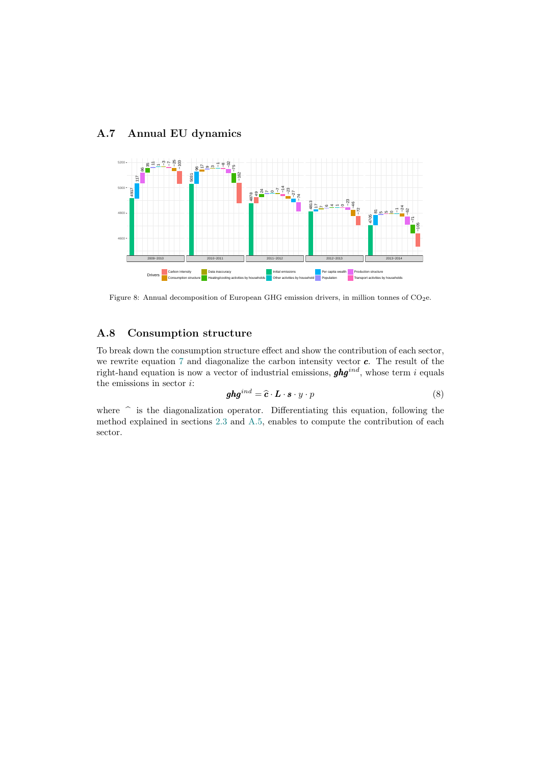## A.7 Annual EU dynamics

Figure 8: Annual decomposition of European GHG emission drivers, in million tonnes of $CO_2$e.

## A.8 Consumption structure

To break down the consumption structure effect and show the contribution of each sector, we rewrite equation 7 and diagonalize the carbon intensity vector $\boldsymbol{c}$. The result of the right-hand equation is now a vector of industrial emissions, $\boldsymbol{ghg}^{ind}$, whose term $i$ equals the emissions in sector $i$:

$$\boldsymbol{ghg}^{ind} = \widehat{\boldsymbol{c}} \cdot \boldsymbol{L} \cdot \boldsymbol{s} \cdot y \cdot p \tag{8}$$

where $\widehat{\ }$ is the diagonalization operator. Differentiating this equation, following the method explained in sections 2.3 and A.5, enables to compute the contribution of each sector.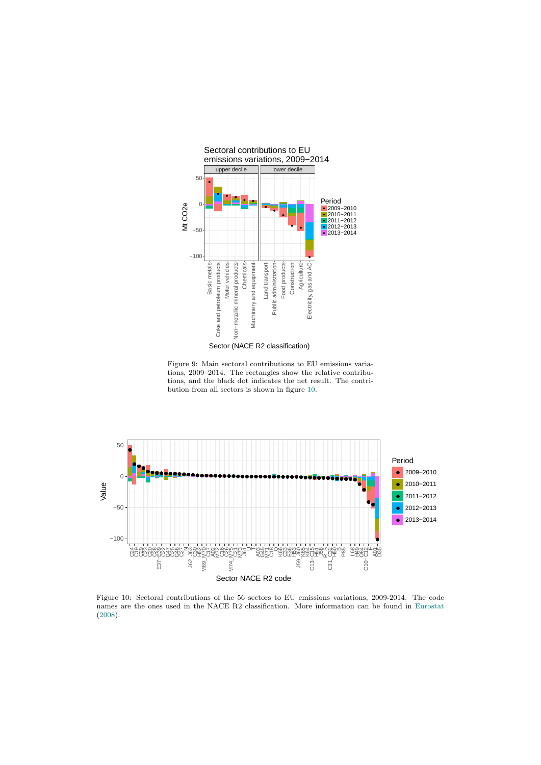Figure 9: Main sectoral contributions to EU emissions variations, 2009–2014. The rectangles show the relative contributions, and the black dot indicates the net result. The contribution from all sectors is shown in figure 10.

Figure 10: Sectoral contributions of the 56 sectors to EU emissions variations, 2009-2014. The code names are the ones used in the NACE R2 classification. More information can be found in Eurostat (2008).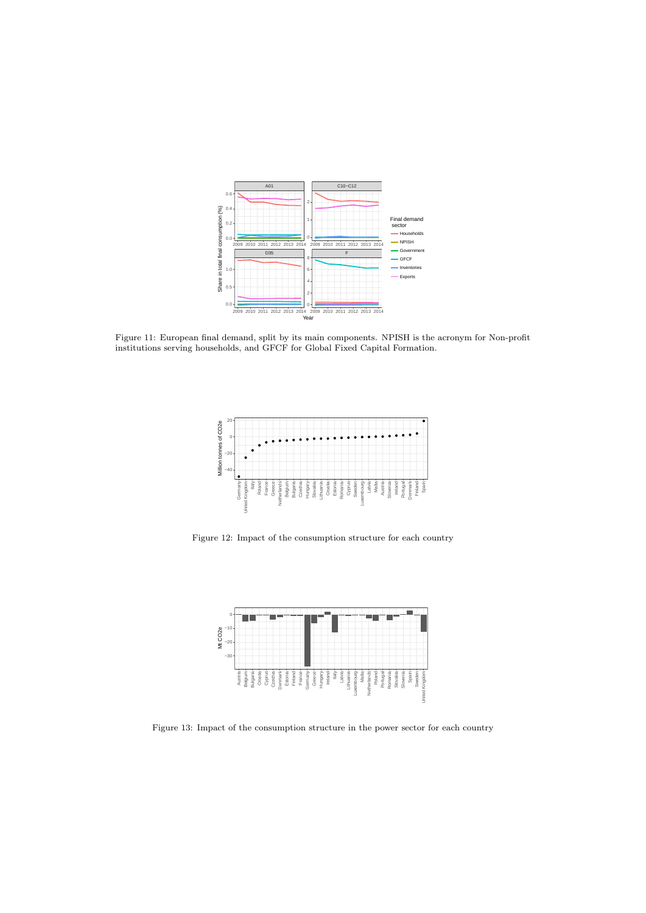Figure 11: European final demand, split by its main components. NPISH is the acronym for Non-profit institutions serving households, and GFCF for Global Fixed Capital Formation.

Figure 12: Impact of the consumption structure for each country

Figure 13: Impact of the consumption structure in the power sector for each country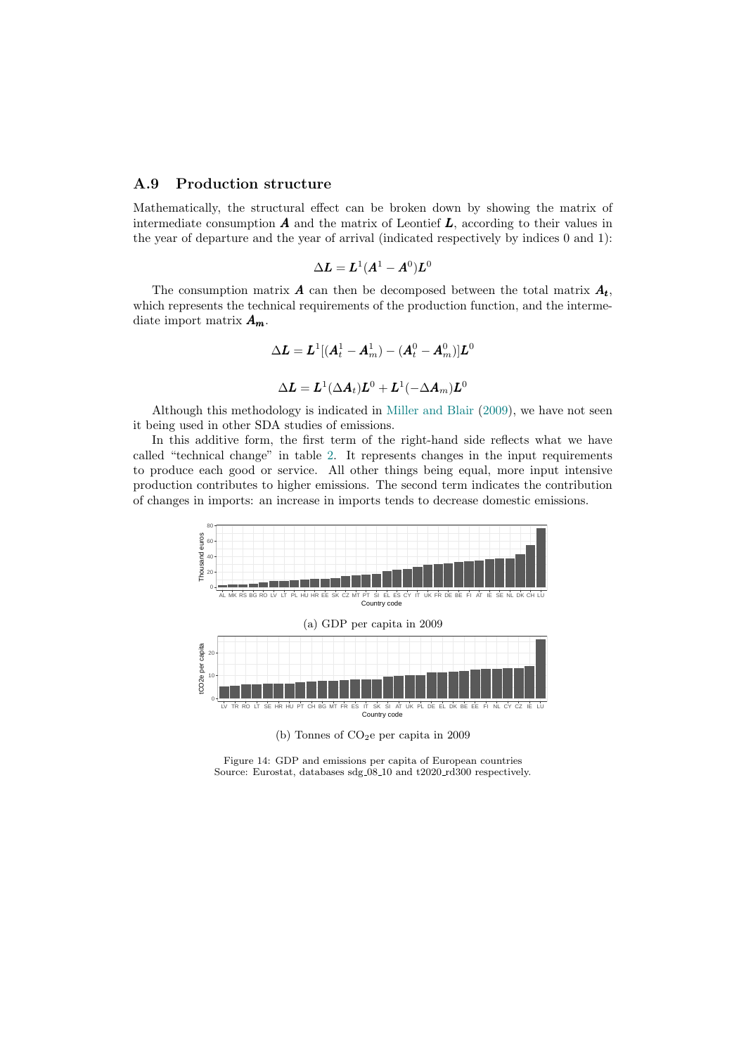### A.9 Production structure

Mathematically, the structural effect can be broken down by showing the matrix of intermediate consumption $\boldsymbol{A}$ and the matrix of Leontief $\boldsymbol{L}$, according to their values in the year of departure and the year of arrival (indicated respectively by indices 0 and 1):

$$\Delta \boldsymbol{L} = \boldsymbol{L}^1 (\boldsymbol{A}^1 - \boldsymbol{A}^0) \boldsymbol{L}^0$$

The consumption matrix $\boldsymbol{A}$ can then be decomposed between the total matrix $\boldsymbol{A_t}$, which represents the technical requirements of the production function, and the intermediate import matrix $\boldsymbol{A_m}$.

$$\Delta \boldsymbol{L} = \boldsymbol{L}^1 [(\boldsymbol{A}_t^1 - \boldsymbol{A}_m^1) - (\boldsymbol{A}_t^0 - \boldsymbol{A}_m^0)] \boldsymbol{L}^0$$

$$\Delta \boldsymbol{L} = \boldsymbol{L}^1 (\Delta \boldsymbol{A}_t) \boldsymbol{L}^0 + \boldsymbol{L}^1 (-\Delta \boldsymbol{A}_m) \boldsymbol{L}^0$$

Although this methodology is indicated in Miller and Blair (2009), we have not seen it being used in other SDA studies of emissions.

In this additive form, the first term of the right-hand side reflects what we have called "technical change" in table 2. It represents changes in the input requirements to produce each good or service. All other things being equal, more input intensive production contributes to higher emissions. The second term indicates the contribution of changes in imports: an increase in imports tends to decrease domestic emissions.

(a) GDP per capita in 2009

(b) Tonnes of $CO_2$e per capita in 2009

Figure 14: GDP and emissions per capita of European countries
Source: Eurostat, databases sdg_08_10 and t2020_rd300 respectively.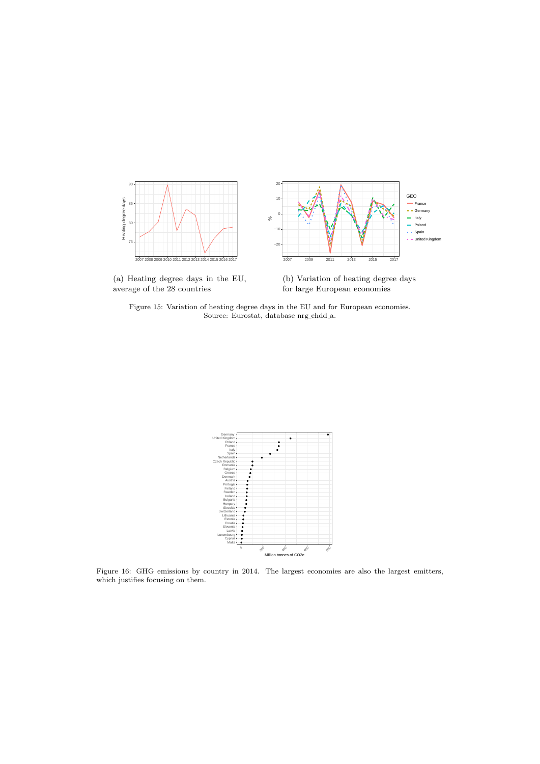(a) Heating degree days in the EU, average of the 28 countries

(b) Variation of heating degree days for large European economies

Figure 15: Variation of heating degree days in the EU and for European economies. Source: Eurostat, database nrg_chdd_a.

Figure 16: GHG emissions by country in 2014. The largest economies are also the largest emitters, which justifies focusing on them.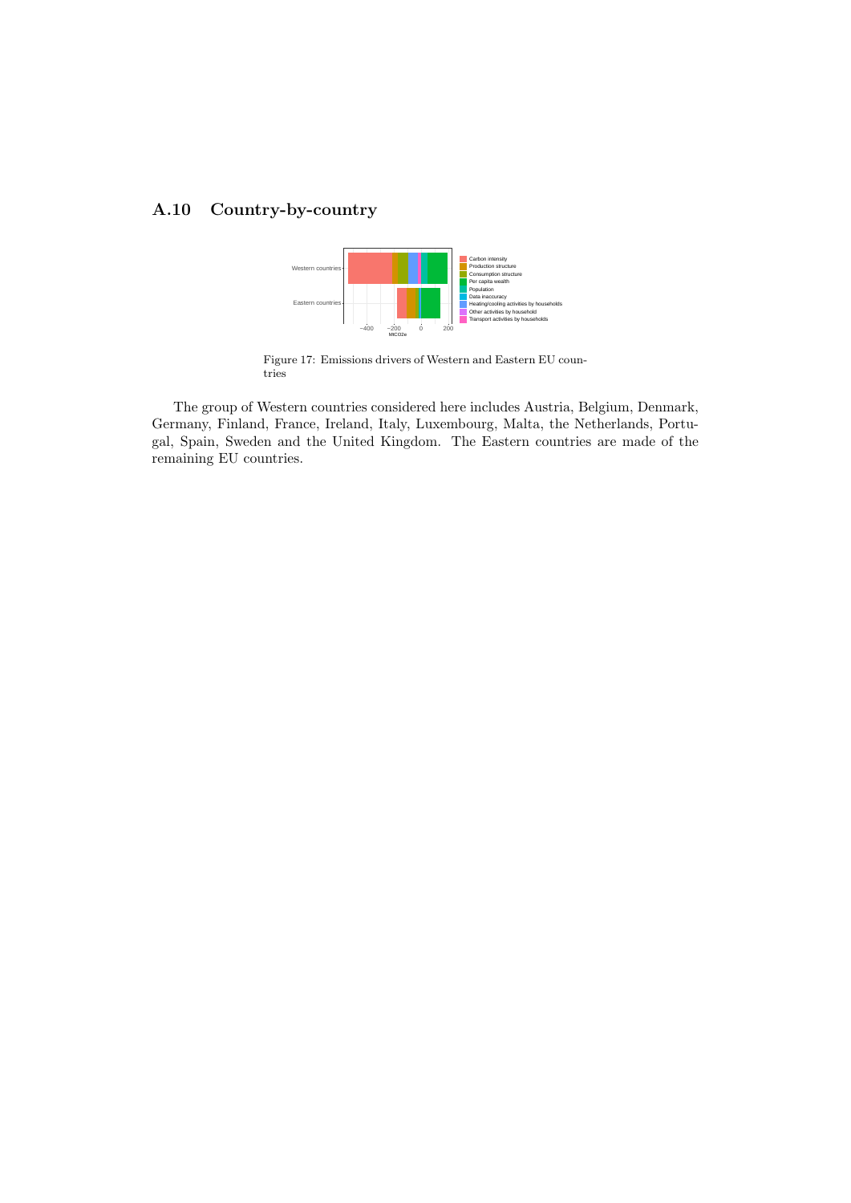## A.10 Country-by-country

Western countries
Eastern countries
−400
−200
0
200
MtCO2e

Carbon intensity
Production structure
Consumption structure
Per capita wealth
Population
Data inaccuracy
Heating/cooling activities by households
Other activities by household
Transport activities by households

Figure 17: Emissions drivers of Western and Eastern EU countries

The group of Western countries considered here includes Austria, Belgium, Denmark, Germany, Finland, France, Ireland, Italy, Luxembourg, Malta, the Netherlands, Portugal, Spain, Sweden and the United Kingdom. The Eastern countries are made of the remaining EU countries.